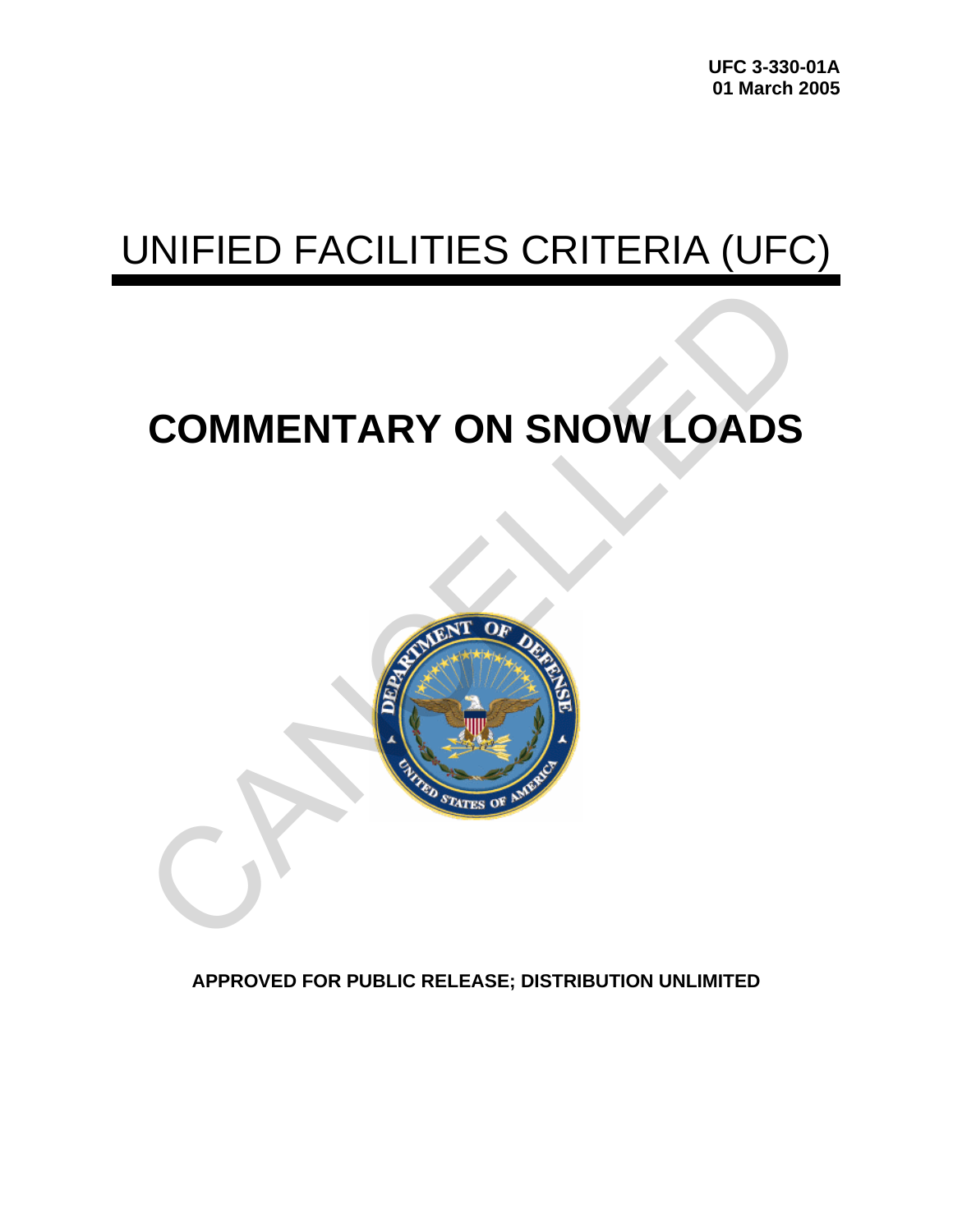UFC 3-330-01A
01 March 2005

# UNIFIED FACILITIES CRITERIA (UFC)

# COMMENTARY ON SNOW LOADS

APPROVED FOR PUBLIC RELEASE; DISTRIBUTION UNLIMITED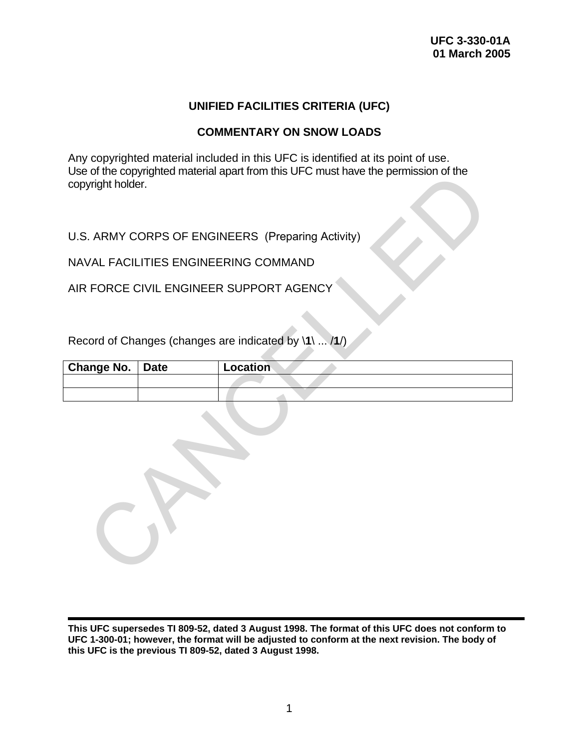UFC 3-330-01A
01 March 2005

# UNIFIED FACILITIES CRITERIA (UFC)

## COMMENTARY ON SNOW LOADS

Any copyrighted material included in this UFC is identified at its point of use. Use of the copyrighted material apart from this UFC must have the permission of the copyright holder.

U.S. ARMY CORPS OF ENGINEERS (Preparing Activity)

NAVAL FACILITIES ENGINEERING COMMAND

AIR FORCE CIVIL ENGINEER SUPPORT AGENCY

Record of Changes (changes are indicated by \**1**\ ... /**1**/)

| Change No. | Date | Location |
|---|---|---|
| | | |
| | | |

**This UFC supersedes TI 809-52, dated 3 August 1998. The format of this UFC does not conform to UFC 1-300-01; however, the format will be adjusted to conform at the next revision. The body of this UFC is the previous TI 809-52, dated 3 August 1998.**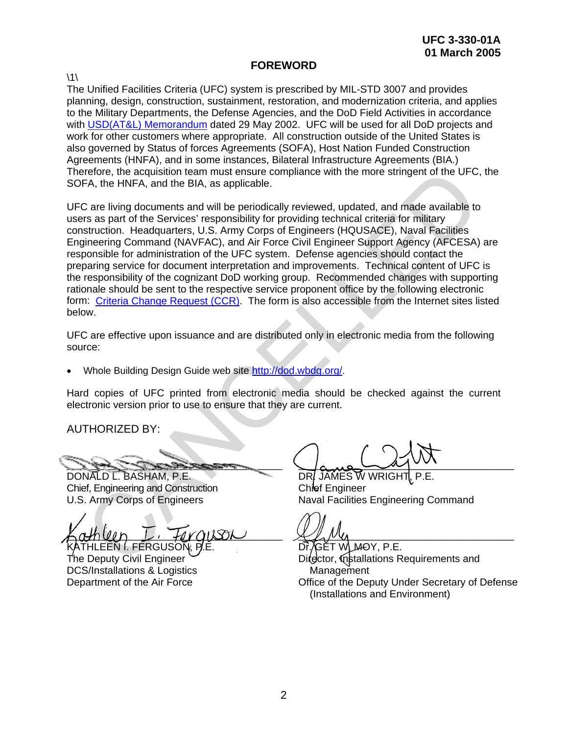# FOREWORD

\1\

The Unified Facilities Criteria (UFC) system is prescribed by MIL-STD 3007 and provides planning, design, construction, sustainment, restoration, and modernization criteria, and applies to the Military Departments, the Defense Agencies, and the DoD Field Activities in accordance with USD(AT&L) Memorandum dated 29 May 2002. UFC will be used for all DoD projects and work for other customers where appropriate. All construction outside of the United States is also governed by Status of forces Agreements (SOFA), Host Nation Funded Construction Agreements (HNFA), and in some instances, Bilateral Infrastructure Agreements (BIA.) Therefore, the acquisition team must ensure compliance with the more stringent of the UFC, the SOFA, the HNFA, and the BIA, as applicable.

UFC are living documents and will be periodically reviewed, updated, and made available to users as part of the Services' responsibility for providing technical criteria for military construction. Headquarters, U.S. Army Corps of Engineers (HQUSACE), Naval Facilities Engineering Command (NAVFAC), and Air Force Civil Engineer Support Agency (AFCESA) are responsible for administration of the UFC system. Defense agencies should contact the preparing service for document interpretation and improvements. Technical content of UFC is the responsibility of the cognizant DoD working group. Recommended changes with supporting rationale should be sent to the respective service proponent office by the following electronic form: Criteria Change Request (CCR). The form is also accessible from the Internet sites listed below.

UFC are effective upon issuance and are distributed only in electronic media from the following source:

- Whole Building Design Guide web site http://dod.wbdg.org/.

Hard copies of UFC printed from electronic media should be checked against the current electronic version prior to use to ensure that they are current.

AUTHORIZED BY:

DONALD L. BASHAM, P.E.
Chief, Engineering and Construction
U.S. Army Corps of Engineers

DR. JAMES W WRIGHT, P.E.
Chief Engineer
Naval Facilities Engineering Command

KATHLEEN I. FERGUSON, P.E.
The Deputy Civil Engineer
DCS/Installations & Logistics
Department of the Air Force

Dr. GET W. MOY, P.E.
Director, Installations Requirements and Management
Office of the Deputy Under Secretary of Defense (Installations and Environment)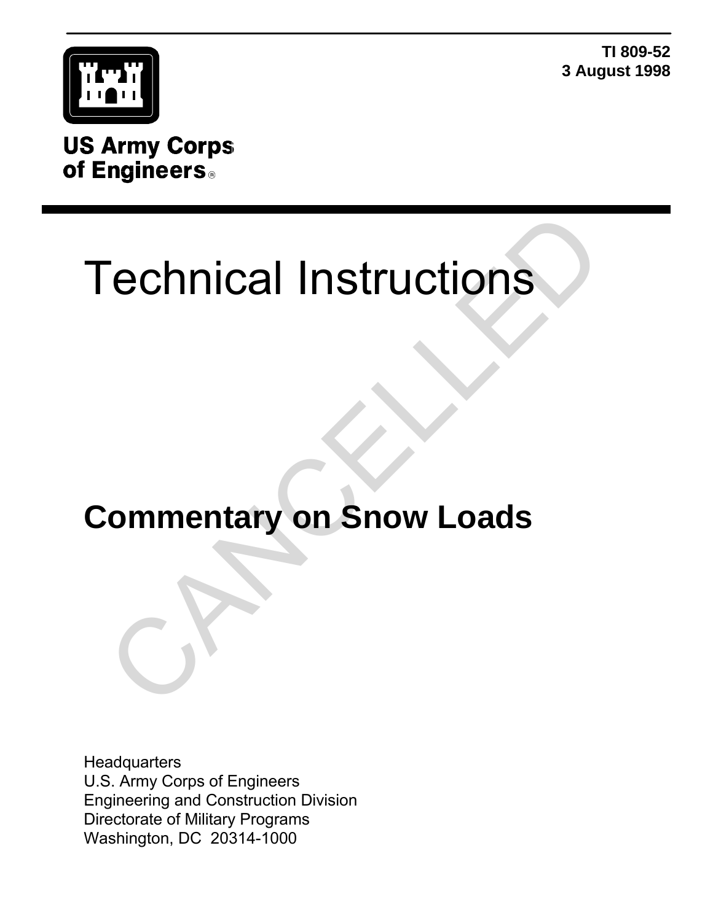TI 809-52
3 August 1998

US Army Corps
of Engineers®

# Technical Instructions

## Commentary on Snow Loads

CANCELLED

Headquarters
U.S. Army Corps of Engineers
Engineering and Construction Division
Directorate of Military Programs
Washington, DC 20314-1000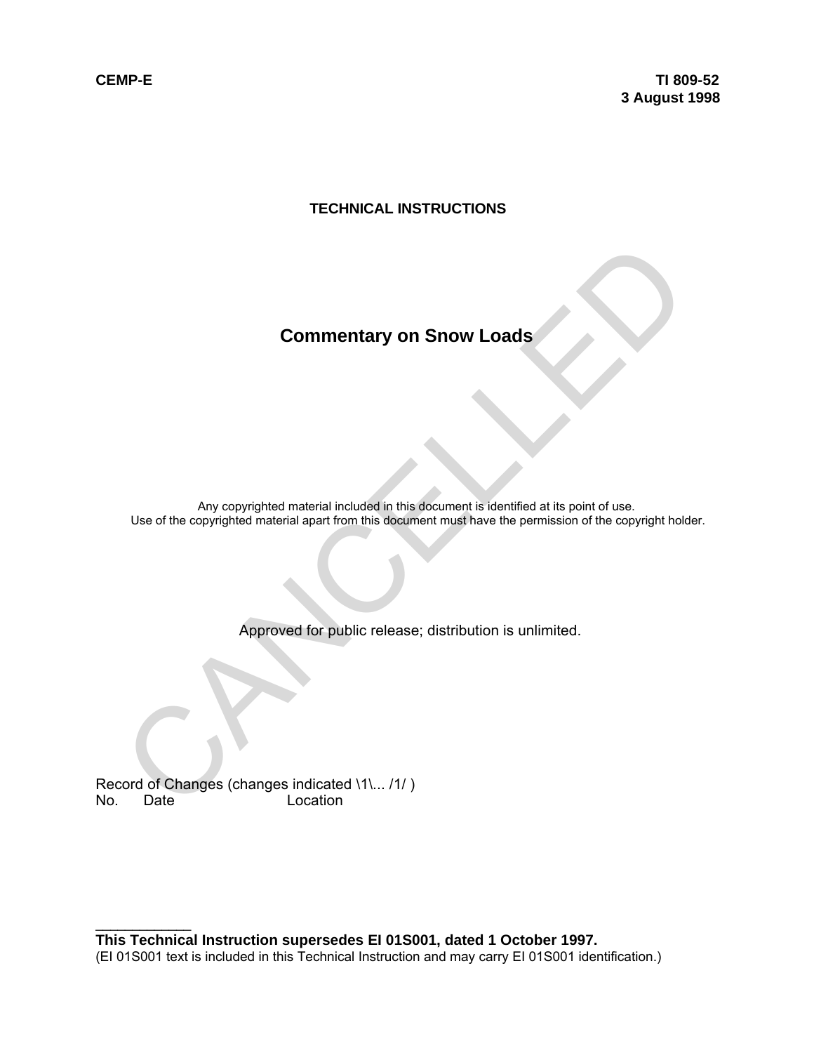CEMP-E

TI 809-52
3 August 1998

**TECHNICAL INSTRUCTIONS**

# Commentary on Snow Loads

Any copyrighted material included in this document is identified at its point of use.
Use of the copyrighted material apart from this document must have the permission of the copyright holder.

Approved for public release; distribution is unlimited.

Record of Changes (changes indicated \1\... /1/ )

No. Date Location

---

**This Technical Instruction supersedes EI 01S001, dated 1 October 1997.**

(EI 01S001 text is included in this Technical Instruction and may carry EI 01S001 identification.)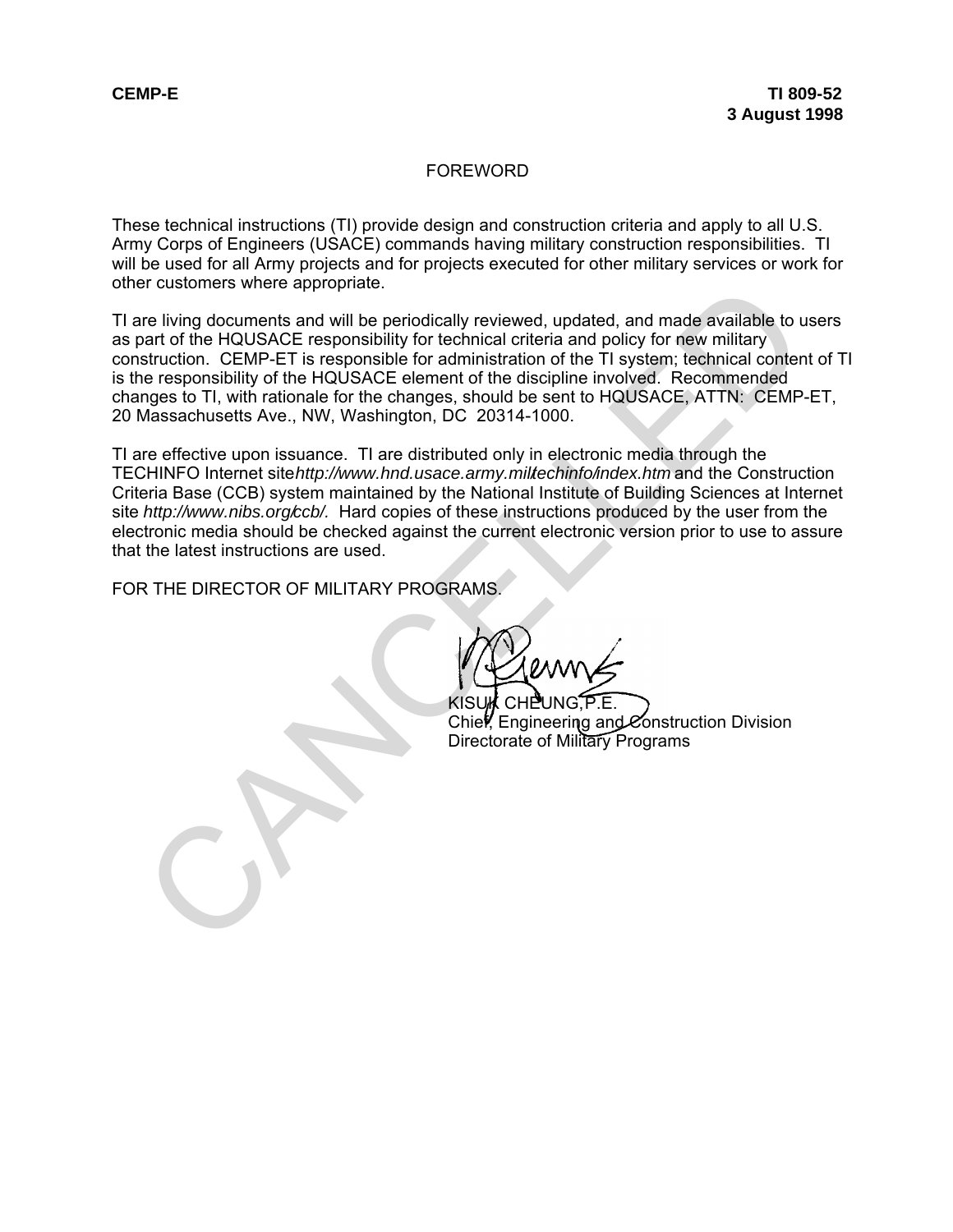CEMP-E

TI 809-52
3 August 1998

## FOREWORD

These technical instructions (TI) provide design and construction criteria and apply to all U.S. Army Corps of Engineers (USACE) commands having military construction responsibilities. TI will be used for all Army projects and for projects executed for other military services or work for other customers where appropriate.

TI are living documents and will be periodically reviewed, updated, and made available to users as part of the HQUSACE responsibility for technical criteria and policy for new military construction. CEMP-ET is responsible for administration of the TI system; technical content of TI is the responsibility of the HQUSACE element of the discipline involved. Recommended changes to TI, with rationale for the changes, should be sent to HQUSACE, ATTN: CEMP-ET, 20 Massachusetts Ave., NW, Washington, DC 20314-1000.

TI are effective upon issuance. TI are distributed only in electronic media through the TECHINFO Internet site *http://www.hnd.usace.army.mil/techinfo/index.htm* and the Construction Criteria Base (CCB) system maintained by the National Institute of Building Sciences at Internet site *http://www.nibs.org/ccb/*. Hard copies of these instructions produced by the user from the electronic media should be checked against the current electronic version prior to use to assure that the latest instructions are used.

FOR THE DIRECTOR OF MILITARY PROGRAMS:

KISUK CHEUNG, P.E.
Chief, Engineering and Construction Division
Directorate of Military Programs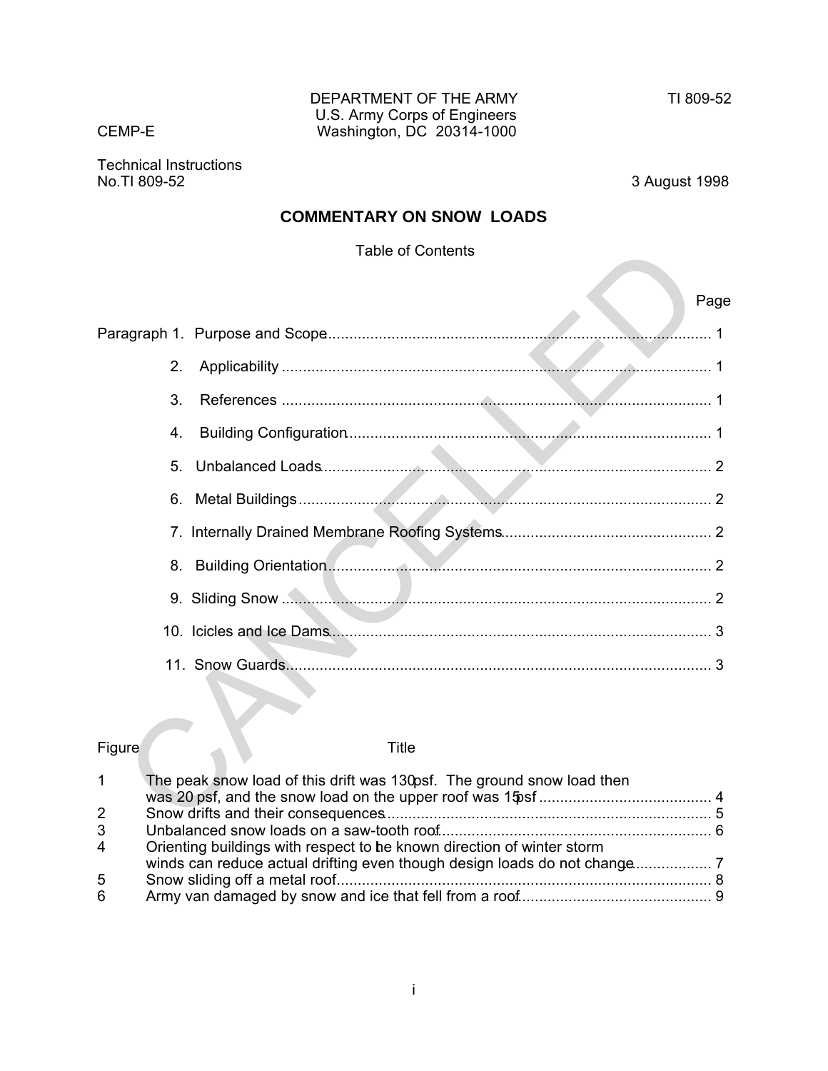DEPARTMENT OF THE ARMY
U.S. Army Corps of Engineers
Washington, DC 20314-1000

CEMP-E

TI 809-52

Technical Instructions
No.TI 809-52

3 August 1998

# COMMENTARY ON SNOW LOADS

## Table of Contents

| | | Page |
|---|---|---|
| Paragraph 1. | Purpose and Scope | 1 |
| 2. | Applicability | 1 |
| 3. | References | 1 |
| 4. | Building Configuration | 1 |
| 5. | Unbalanced Loads | 2 |
| 6. | Metal Buildings | 2 |
| 7. | Internally Drained Membrane Roofing Systems | 2 |
| 8. | Building Orientation | 2 |
| 9. | Sliding Snow | 2 |
| 10. | Icicles and Ice Dams | 3 |
| 11. | Snow Guards | 3 |

| Figure | Title | Page |
|---|---|---|
| 1 | The peak snow load of this drift was 130 psf. The ground snow load then was 20 psf, and the snow load on the upper roof was 15 psf | 4 |
| 2 | Snow drifts and their consequences | 5 |
| 3 | Unbalanced snow loads on a saw-tooth roof | 6 |
| 4 | Orienting buildings with respect to the known direction of winter storm winds can reduce actual drifting even though design loads do not change | 7 |
| 5 | Snow sliding off a metal roof | 8 |
| 6 | Army van damaged by snow and ice that fell from a roof | 9 |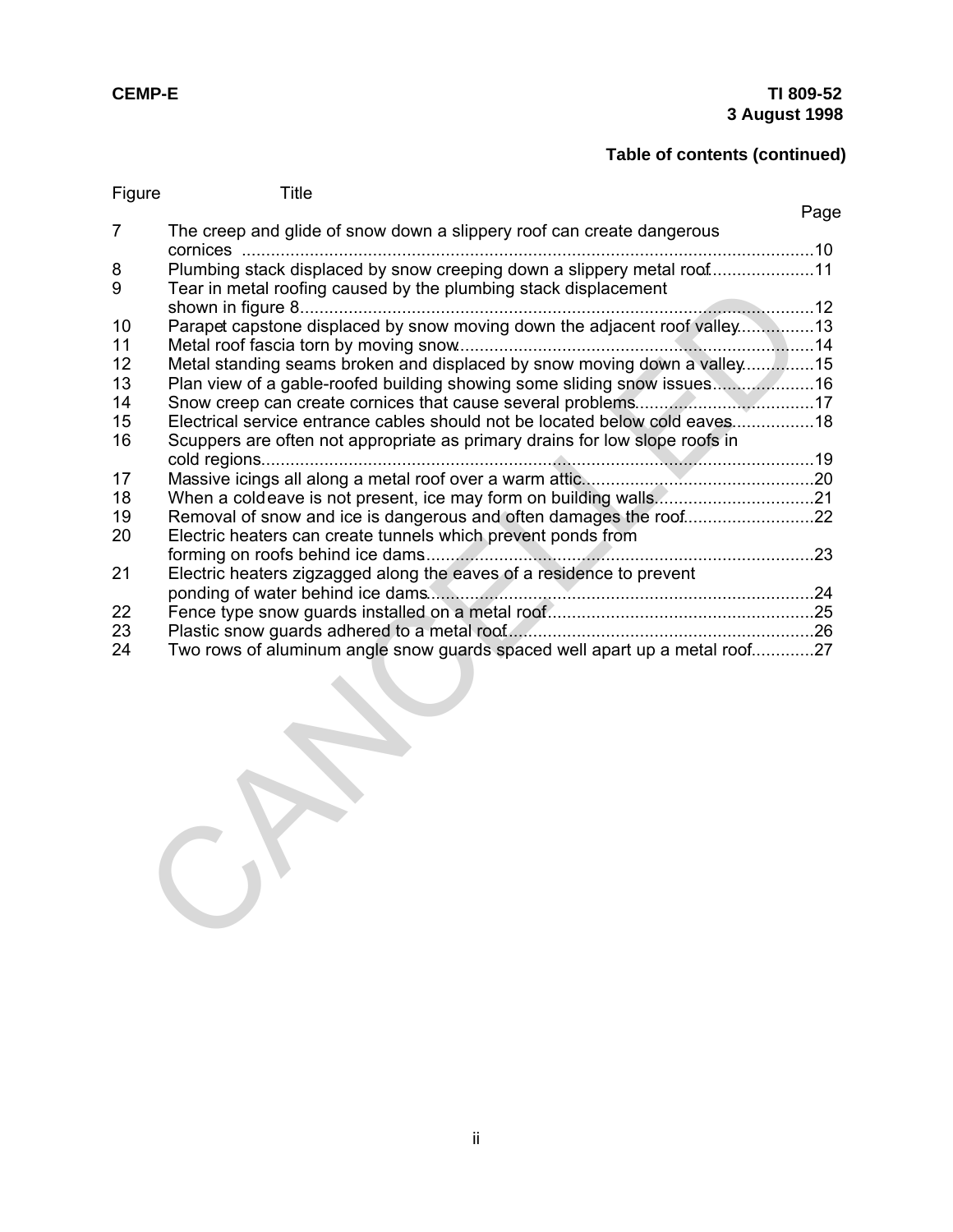**Table of contents (continued)**

| Figure | Title | Page |
| --- | --- | --- |
| 7 | The creep and glide of snow down a slippery roof can create dangerous cornices | 10 |
| 8 | Plumbing stack displaced by snow creeping down a slippery metal roof | 11 |
| 9 | Tear in metal roofing caused by the plumbing stack displacement shown in figure 8 | 12 |
| 10 | Parapet capstone displaced by snow moving down the adjacent roof valley | 13 |
| 11 | Metal roof fascia torn by moving snow | 14 |
| 12 | Metal standing seams broken and displaced by snow moving down a valley | 15 |
| 13 | Plan view of a gable-roofed building showing some sliding snow issues | 16 |
| 14 | Snow creep can create cornices that cause several problems | 17 |
| 15 | Electrical service entrance cables should not be located below cold eaves | 18 |
| 16 | Scuppers are often not appropriate as primary drains for low slope roofs in cold regions | 19 |
| 17 | Massive icings all along a metal roof over a warm attic | 20 |
| 18 | When a cold eave is not present, ice may form on building walls | 21 |
| 19 | Removal of snow and ice is dangerous and often damages the roof | 22 |
| 20 | Electric heaters can create tunnels which prevent ponds from forming on roofs behind ice dams | 23 |
| 21 | Electric heaters zigzagged along the eaves of a residence to prevent ponding of water behind ice dams | 24 |
| 22 | Fence type snow guards installed on a metal roof | 25 |
| 23 | Plastic snow guards adhered to a metal roof | 26 |
| 24 | Two rows of aluminum angle snow guards spaced well apart up a metal roof | 27 |

CANCELLED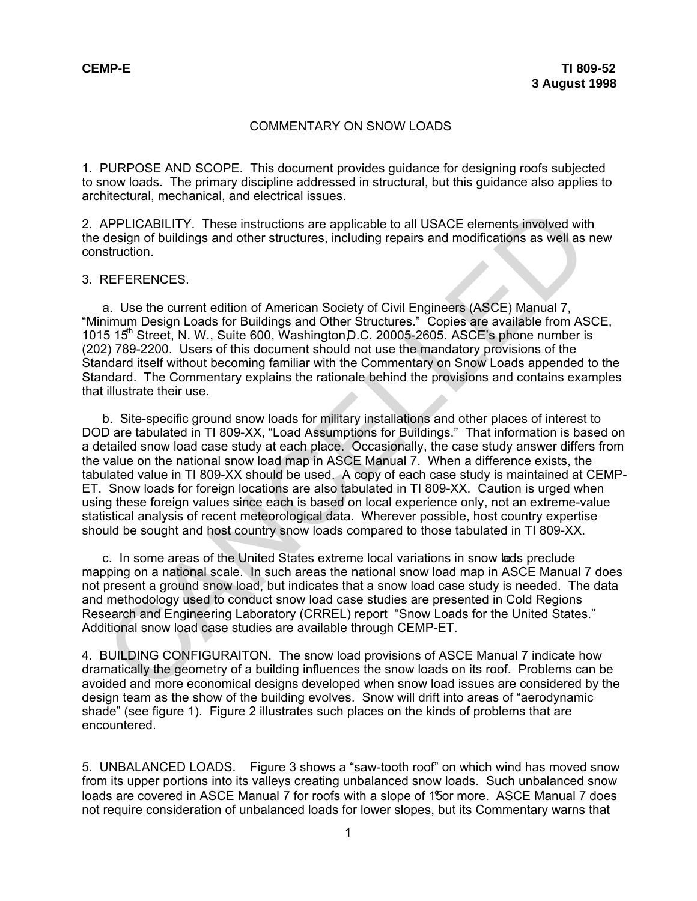CEMP-E

TI 809-52
3 August 1998

COMMENTARY ON SNOW LOADS

1. PURPOSE AND SCOPE. This document provides guidance for designing roofs subjected to snow loads. The primary discipline addressed in structural, but this guidance also applies to architectural, mechanical, and electrical issues.

2. APPLICABILITY. These instructions are applicable to all USACE elements involved with the design of buildings and other structures, including repairs and modifications as well as new construction.

3. REFERENCES.

a. Use the current edition of American Society of Civil Engineers (ASCE) Manual 7, “Minimum Design Loads for Buildings and Other Structures.” Copies are available from ASCE, 1015 15th Street, N. W., Suite 600, Washington, D.C. 20005-2605. ASCE’s phone number is (202) 789-2200. Users of this document should not use the mandatory provisions of the Standard itself without becoming familiar with the Commentary on Snow Loads appended to the Standard. The Commentary explains the rationale behind the provisions and contains examples that illustrate their use.

b. Site-specific ground snow loads for military installations and other places of interest to DOD are tabulated in TI 809-XX, “Load Assumptions for Buildings.” That information is based on a detailed snow load case study at each place. Occasionally, the case study answer differs from the value on the national snow load map in ASCE Manual 7. When a difference exists, the tabulated value in TI 809-XX should be used. A copy of each case study is maintained at CEMP-ET. Snow loads for foreign locations are also tabulated in TI 809-XX. Caution is urged when using these foreign values since each is based on local experience only, not an extreme-value statistical analysis of recent meteorological data. Wherever possible, host country expertise should be sought and host country snow loads compared to those tabulated in TI 809-XX.

c. In some areas of the United States extreme local variations in snow loads preclude mapping on a national scale. In such areas the national snow load map in ASCE Manual 7 does not present a ground snow load, but indicates that a snow load case study is needed. The data and methodology used to conduct snow load case studies are presented in Cold Regions Research and Engineering Laboratory (CRREL) report “Snow Loads for the United States.” Additional snow load case studies are available through CEMP-ET.

4. BUILDING CONFIGURAITON. The snow load provisions of ASCE Manual 7 indicate how dramatically the geometry of a building influences the snow loads on its roof. Problems can be avoided and more economical designs developed when snow load issues are considered by the design team as the show of the building evolves. Snow will drift into areas of “aerodynamic shade” (see figure 1). Figure 2 illustrates such places on the kinds of problems that are encountered.

5. UNBALANCED LOADS. Figure 3 shows a “saw-tooth roof” on which wind has moved snow from its upper portions into its valleys creating unbalanced snow loads. Such unbalanced snow loads are covered in ASCE Manual 7 for roofs with a slope of 15° or more. ASCE Manual 7 does not require consideration of unbalanced loads for lower slopes, but its Commentary warns that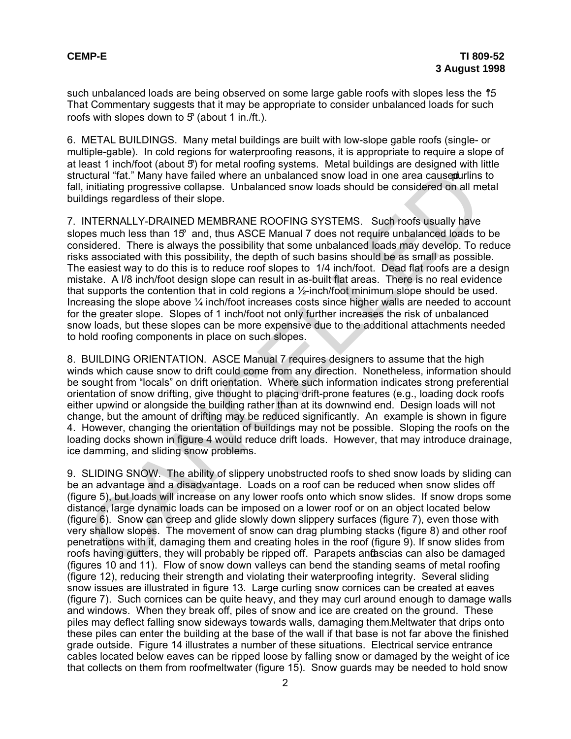such unbalanced loads are being observed on some large gable roofs with slopes less the 15°. That Commentary suggests that it may be appropriate to consider unbalanced loads for such roofs with slopes down to 5° (about 1 in./ft.).

6. METAL BUILDINGS. Many metal buildings are built with low-slope gable roofs (single- or multiple-gable). In cold regions for waterproofing reasons, it is appropriate to require a slope of at least 1 inch/foot (about 5°) for metal roofing systems. Metal buildings are designed with little structural "fat." Many have failed where an unbalanced snow load in one area caused purlins to fall, initiating progressive collapse. Unbalanced snow loads should be considered on all metal buildings regardless of their slope.

7. INTERNALLY-DRAINED MEMBRANE ROOFING SYSTEMS. Such roofs usually have slopes much less than 15° and, thus ASCE Manual 7 does not require unbalanced loads to be considered. There is always the possibility that some unbalanced loads may develop. To reduce risks associated with this possibility, the depth of such basins should be as small as possible. The easiest way to do this is to reduce roof slopes to 1/4 inch/foot. Dead flat roofs are a design mistake. A l/8 inch/foot design slope can result in as-built flat areas. There is no real evidence that supports the contention that in cold regions a ½-inch/foot minimum slope should be used. Increasing the slope above ¼ inch/foot increases costs since higher walls are needed to account for the greater slope. Slopes of 1 inch/foot not only further increases the risk of unbalanced snow loads, but these slopes can be more expensive due to the additional attachments needed to hold roofing components in place on such slopes.

8. BUILDING ORIENTATION. ASCE Manual 7 requires designers to assume that the high winds which cause snow to drift could come from any direction. Nonetheless, information should be sought from "locals" on drift orientation. Where such information indicates strong preferential orientation of snow drifting, give thought to placing drift-prone features (e.g., loading dock roofs either upwind or alongside the building rather than at its downwind end. Design loads will not change, but the amount of drifting may be reduced significantly. An example is shown in figure 4. However, changing the orientation of buildings may not be possible. Sloping the roofs on the loading docks shown in figure 4 would reduce drift loads. However, that may introduce drainage, ice damming, and sliding snow problems.

9. SLIDING SNOW. The ability of slippery unobstructed roofs to shed snow loads by sliding can be an advantage and a disadvantage. Loads on a roof can be reduced when snow slides off (figure 5), but loads will increase on any lower roofs onto which snow slides. If snow drops some distance, large dynamic loads can be imposed on a lower roof or on an object located below (figure 6). Snow can creep and glide slowly down slippery surfaces (figure 7), even those with very shallow slopes. The movement of snow can drag plumbing stacks (figure 8) and other roof penetrations with it, damaging them and creating holes in the roof (figure 9). If snow slides from roofs having gutters, they will probably be ripped off. Parapets and fascias can also be damaged (figures 10 and 11). Flow of snow down valleys can bend the standing seams of metal roofing (figure 12), reducing their strength and violating their waterproofing integrity. Several sliding snow issues are illustrated in figure 13. Large curling snow cornices can be created at eaves (figure 7). Such cornices can be quite heavy, and they may curl around enough to damage walls and windows. When they break off, piles of snow and ice are created on the ground. These piles may deflect falling snow sideways towards walls, damaging them. Meltwater that drips onto these piles can enter the building at the base of the wall if that base is not far above the finished grade outside. Figure 14 illustrates a number of these situations. Electrical service entrance cables located below eaves can be ripped loose by falling snow or damaged by the weight of ice that collects on them from roof meltwater (figure 15). Snow guards may be needed to hold snow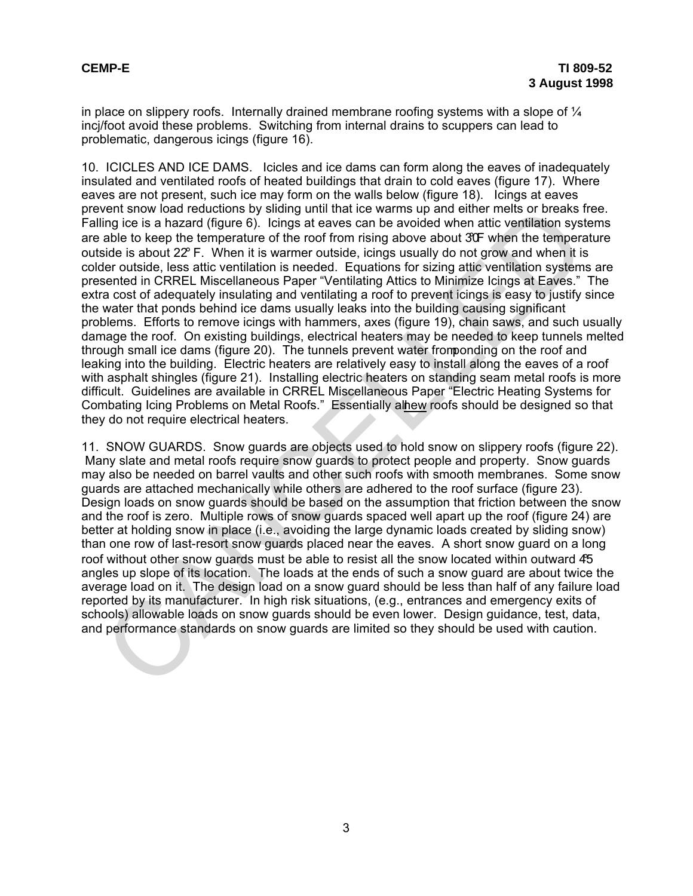in place on slippery roofs. Internally drained membrane roofing systems with a slope of ¼ incj/foot avoid these problems. Switching from internal drains to scuppers can lead to problematic, dangerous icings (figure 16).

10. ICICLES AND ICE DAMS. Icicles and ice dams can form along the eaves of inadequately insulated and ventilated roofs of heated buildings that drain to cold eaves (figure 17). Where eaves are not present, such ice may form on the walls below (figure 18). Icings at eaves prevent snow load reductions by sliding until that ice warms up and either melts or breaks free. Falling ice is a hazard (figure 6). Icings at eaves can be avoided when attic ventilation systems are able to keep the temperature of the roof from rising above about 30°F when the temperature outside is about 22° F. When it is warmer outside, icings usually do not grow and when it is colder outside, less attic ventilation is needed. Equations for sizing attic ventilation systems are presented in CRREL Miscellaneous Paper "Ventilating Attics to Minimize Icings at Eaves." The extra cost of adequately insulating and ventilating a roof to prevent icings is easy to justify since the water that ponds behind ice dams usually leaks into the building causing significant problems. Efforts to remove icings with hammers, axes (figure 19), chain saws, and such usually damage the roof. On existing buildings, electrical heaters may be needed to keep tunnels melted through small ice dams (figure 20). The tunnels prevent water from ponding on the roof and leaking into the building. Electric heaters are relatively easy to install along the eaves of a roof with asphalt shingles (figure 21). Installing electric heaters on standing seam metal roofs is more difficult. Guidelines are available in CRREL Miscellaneous Paper "Electric Heating Systems for Combating Icing Problems on Metal Roofs." Essentially all new roofs should be designed so that they do not require electrical heaters.

11. SNOW GUARDS. Snow guards are objects used to hold snow on slippery roofs (figure 22). Many slate and metal roofs require snow guards to protect people and property. Snow guards may also be needed on barrel vaults and other such roofs with smooth membranes. Some snow guards are attached mechanically while others are adhered to the roof surface (figure 23). Design loads on snow guards should be based on the assumption that friction between the snow and the roof is zero. Multiple rows of snow guards spaced well apart up the roof (figure 24) are better at holding snow in place (i.e., avoiding the large dynamic loads created by sliding snow) than one row of last-resort snow guards placed near the eaves. A short snow guard on a long roof without other snow guards must be able to resist all the snow located within outward 45° angles up slope of its location. The loads at the ends of such a snow guard are about twice the average load on it. The design load on a snow guard should be less than half of any failure load reported by its manufacturer. In high risk situations, (e.g., entrances and emergency exits of schools) allowable loads on snow guards should be even lower. Design guidance, test, data, and performance standards on snow guards are limited so they should be used with caution.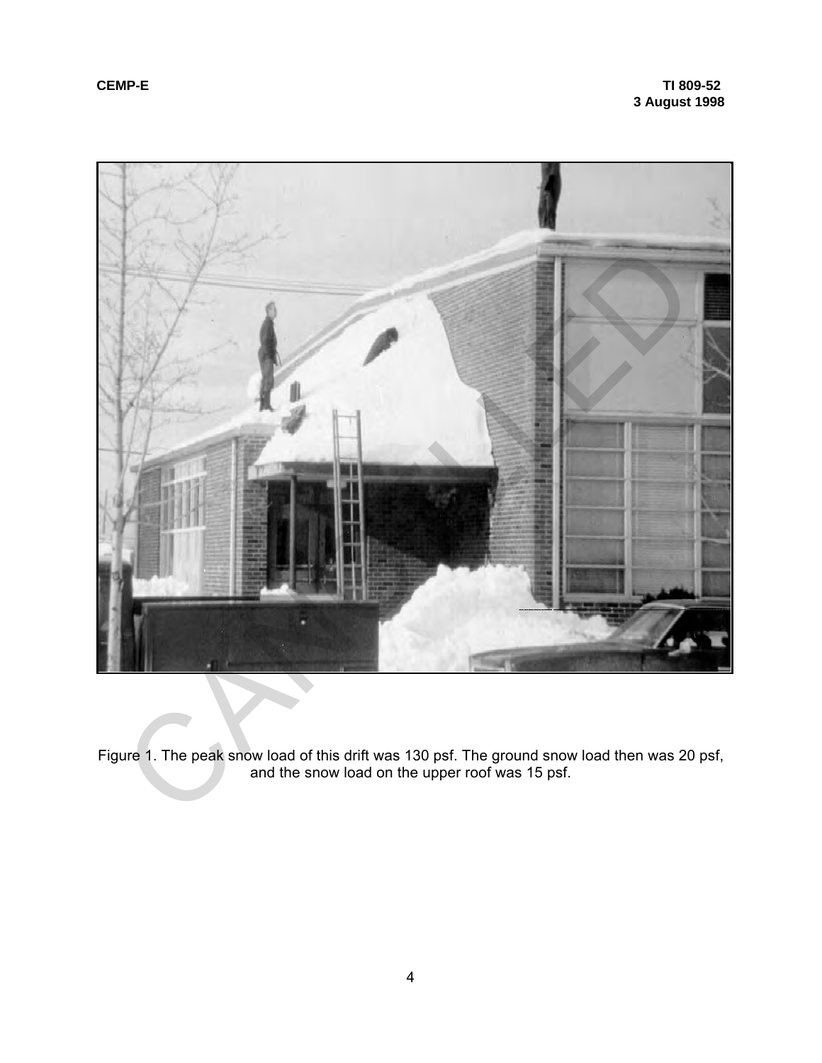Figure 1. The peak snow load of this drift was 130 psf. The ground snow load then was 20 psf, and the snow load on the upper roof was 15 psf.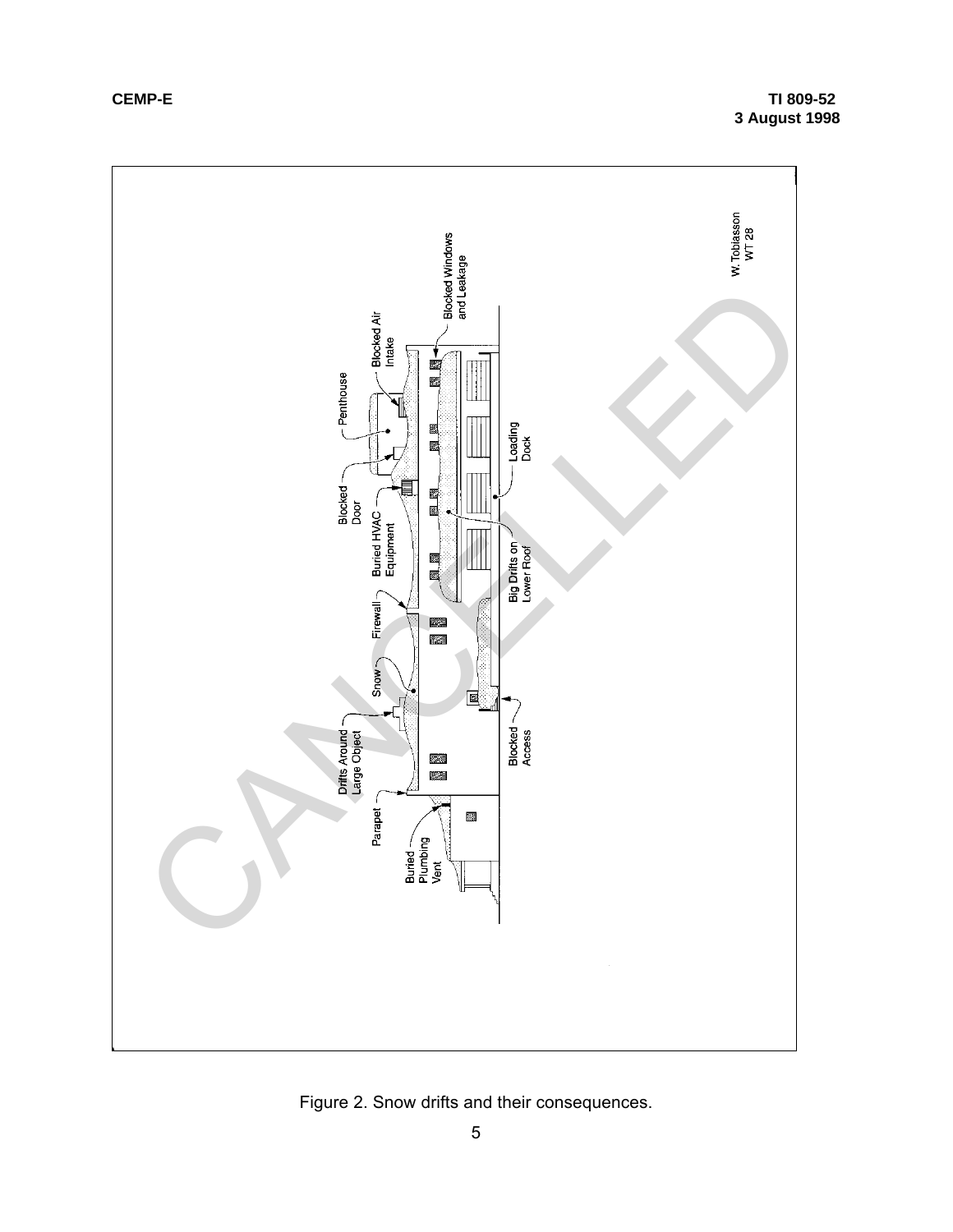Figure 2. Snow drifts and their consequences.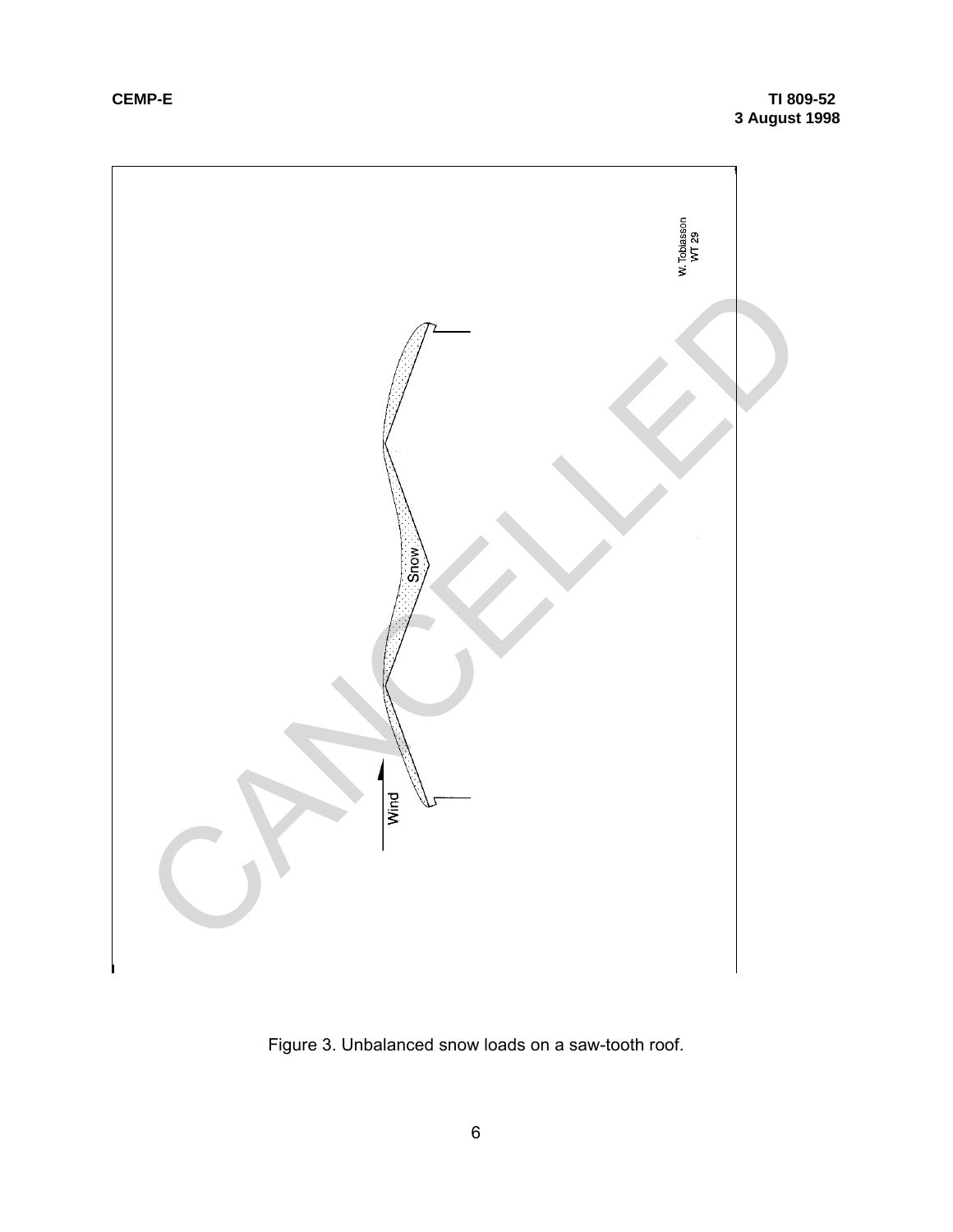Figure 3. Unbalanced snow loads on a saw-tooth roof.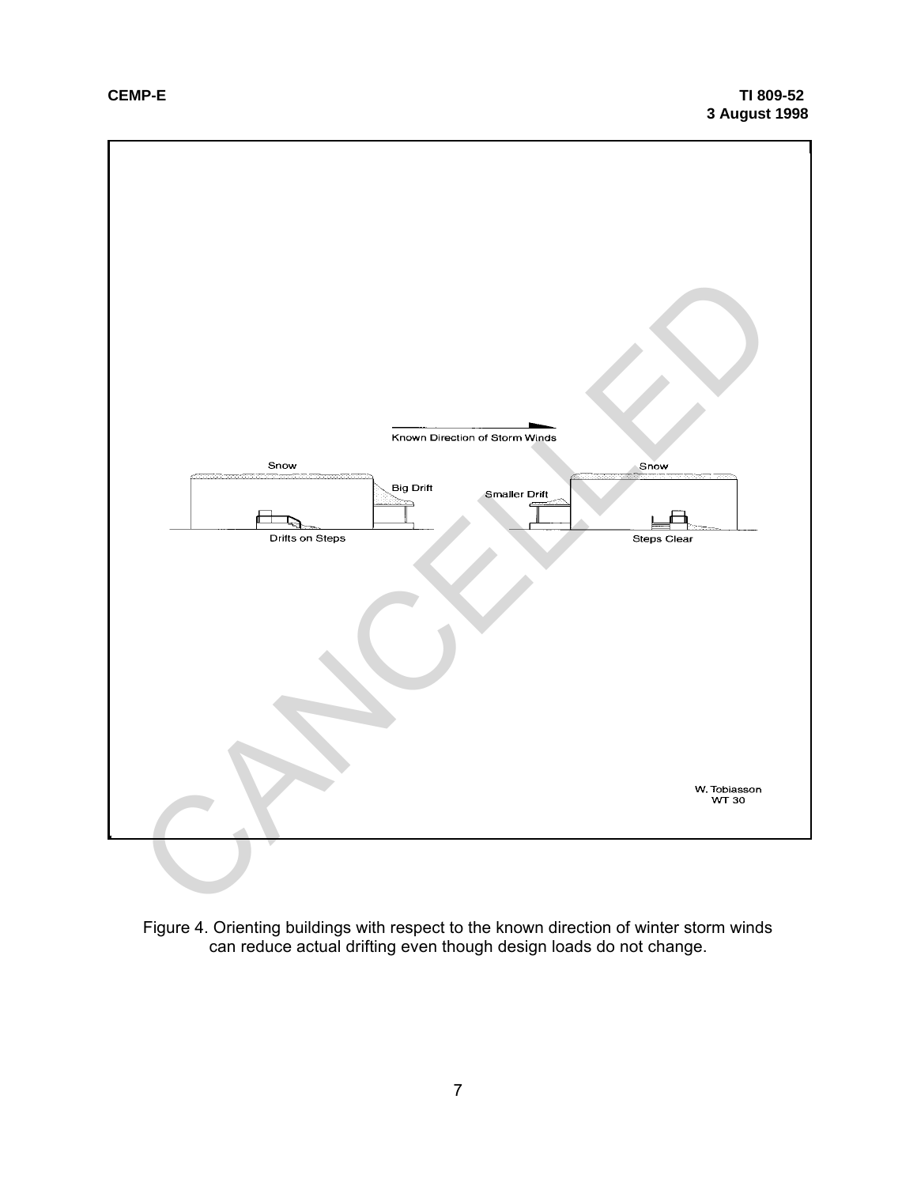Known Direction of Storm Winds

Snow

Big Drift

Drifts on Steps

Smaller Drift

Snow

Steps Clear

W. Tobiasson
WT 30

Figure 4. Orienting buildings with respect to the known direction of winter storm winds can reduce actual drifting even though design loads do not change.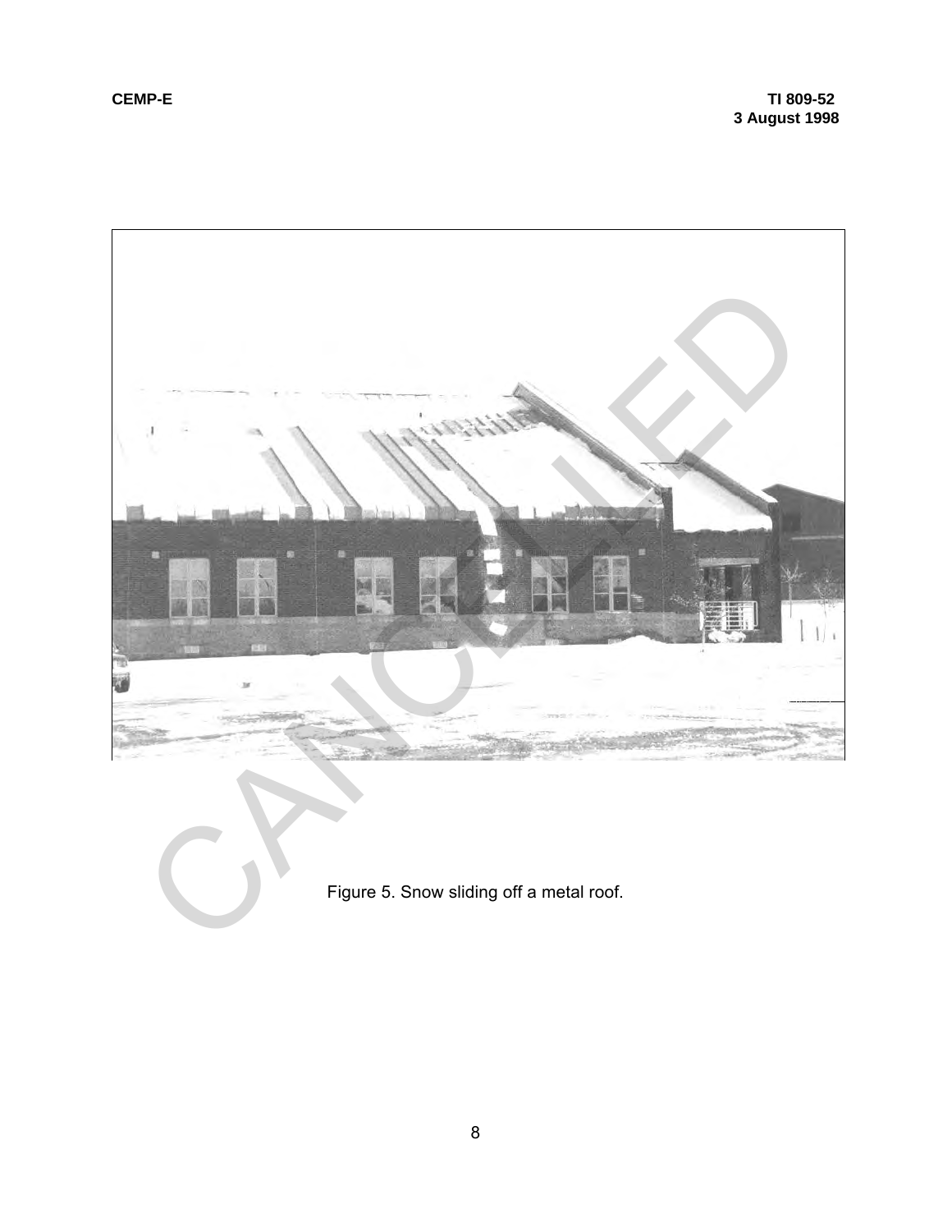Figure 5. Snow sliding off a metal roof.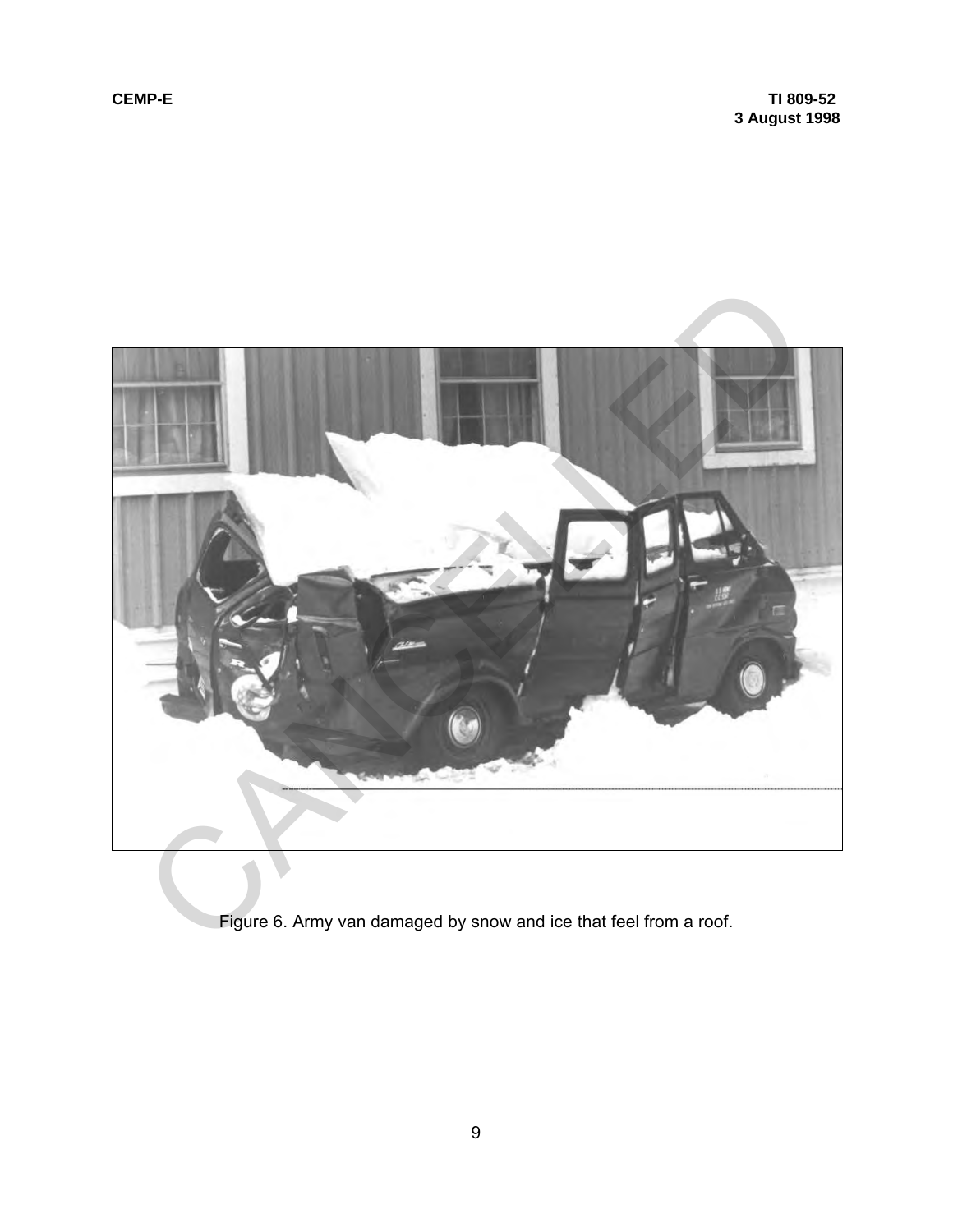Figure 6. Army van damaged by snow and ice that feel from a roof.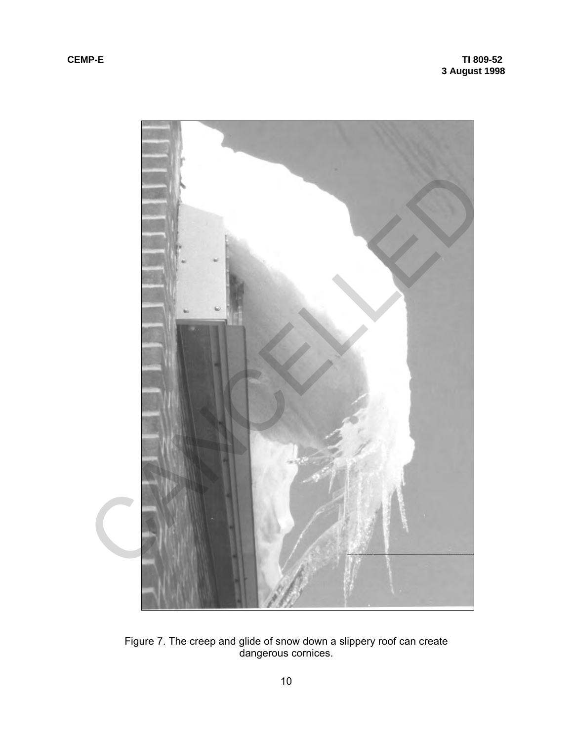Figure 7. The creep and glide of snow down a slippery roof can create dangerous cornices.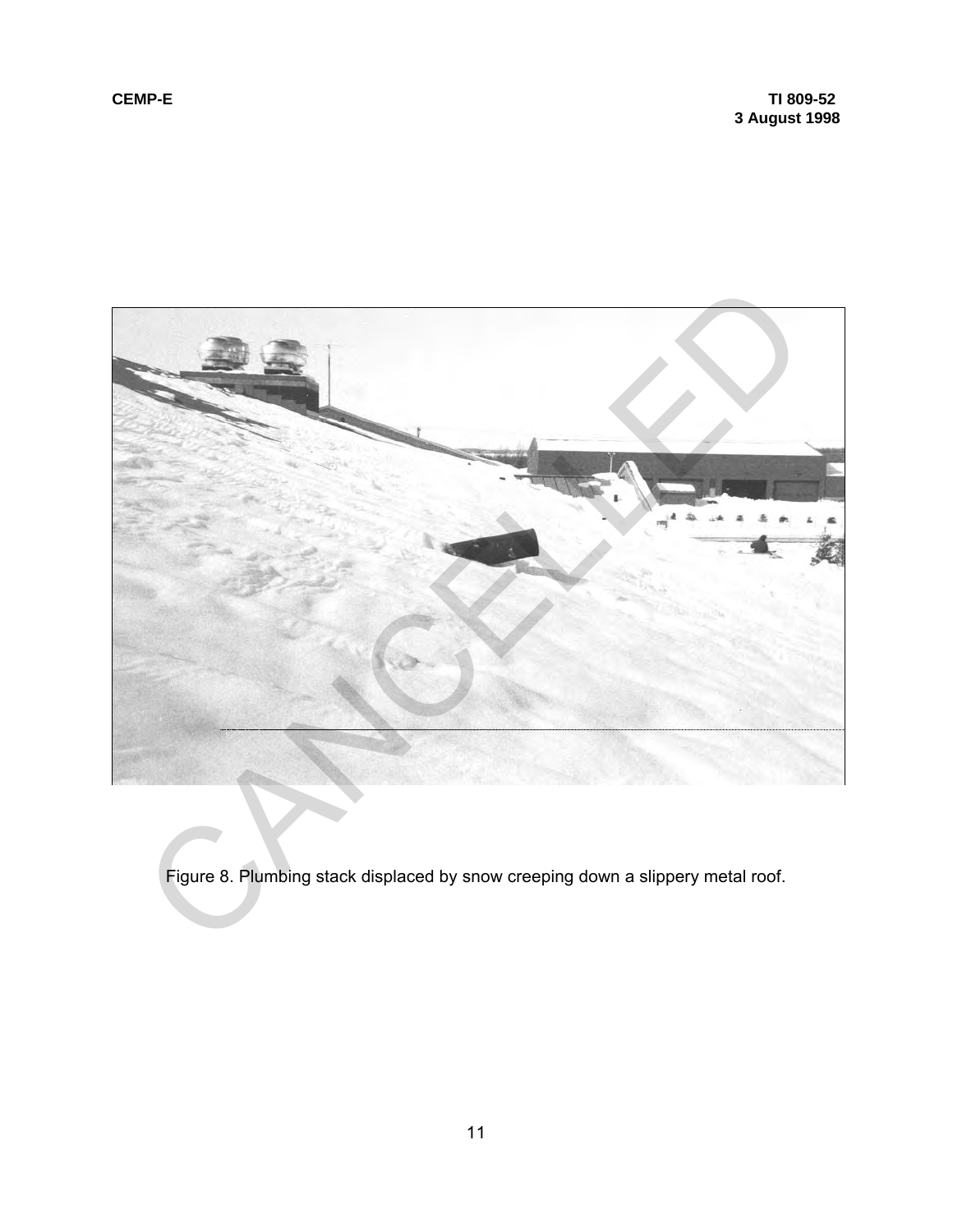Figure 8. Plumbing stack displaced by snow creeping down a slippery metal roof.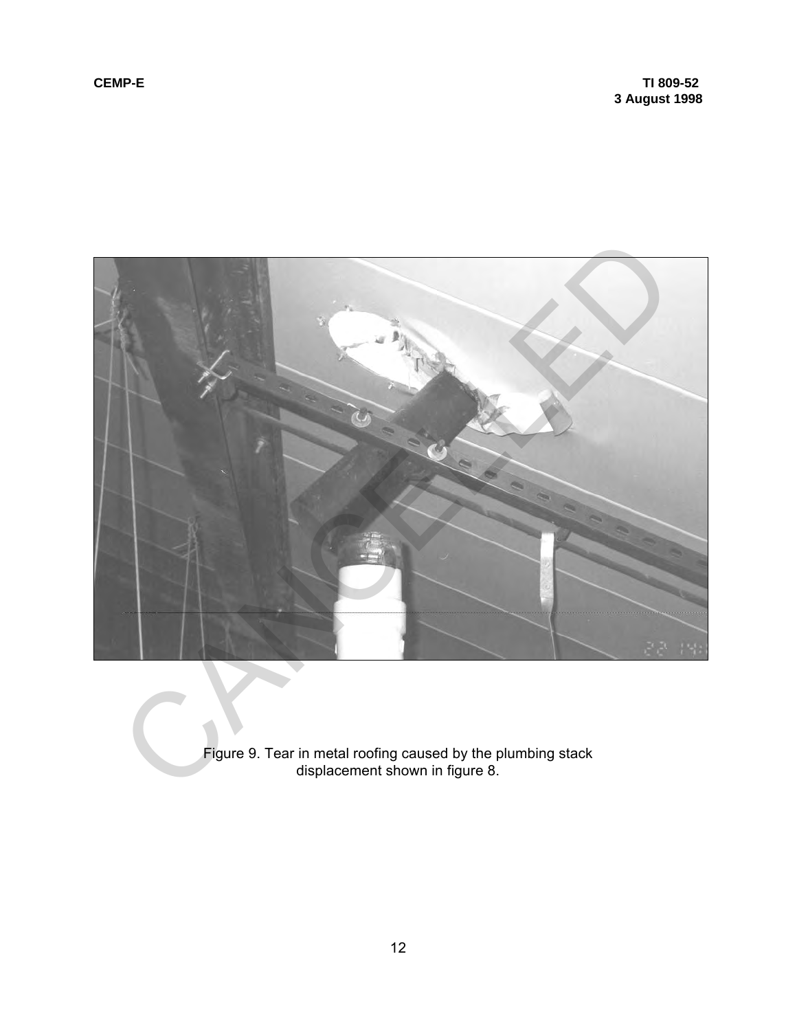Figure 9. Tear in metal roofing caused by the plumbing stack displacement shown in figure 8.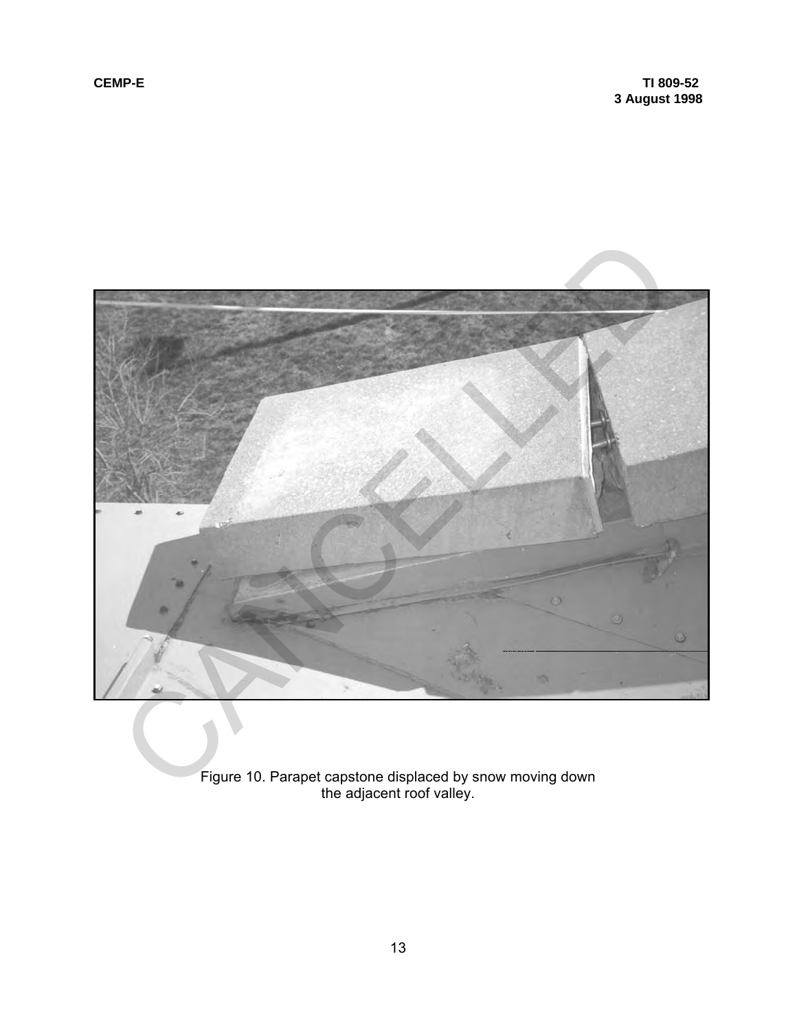Figure 10. Parapet capstone displaced by snow moving down the adjacent roof valley.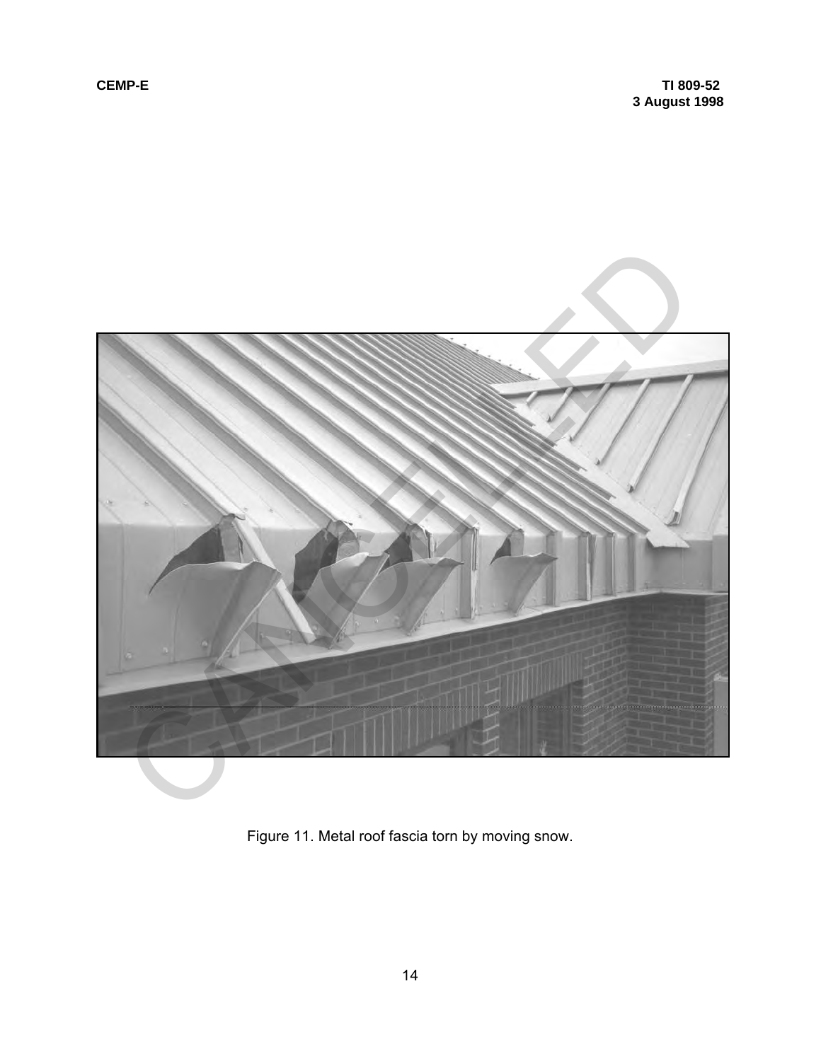Figure 11. Metal roof fascia torn by moving snow.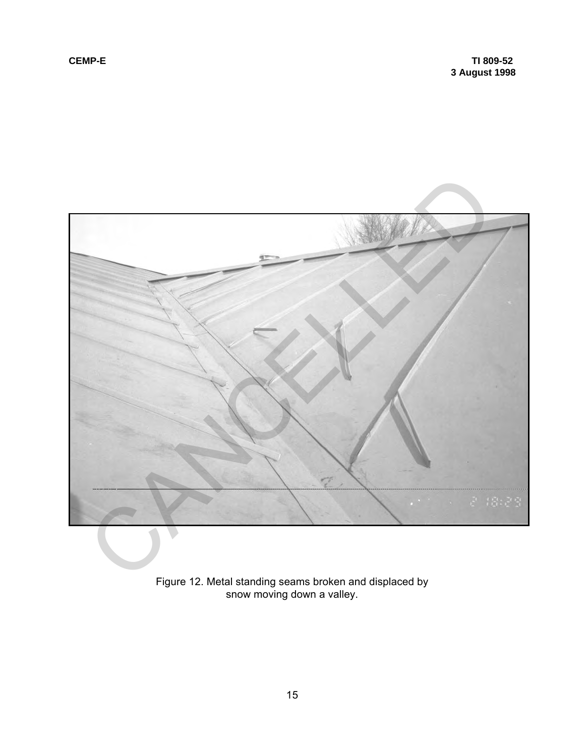Figure 12. Metal standing seams broken and displaced by snow moving down a valley.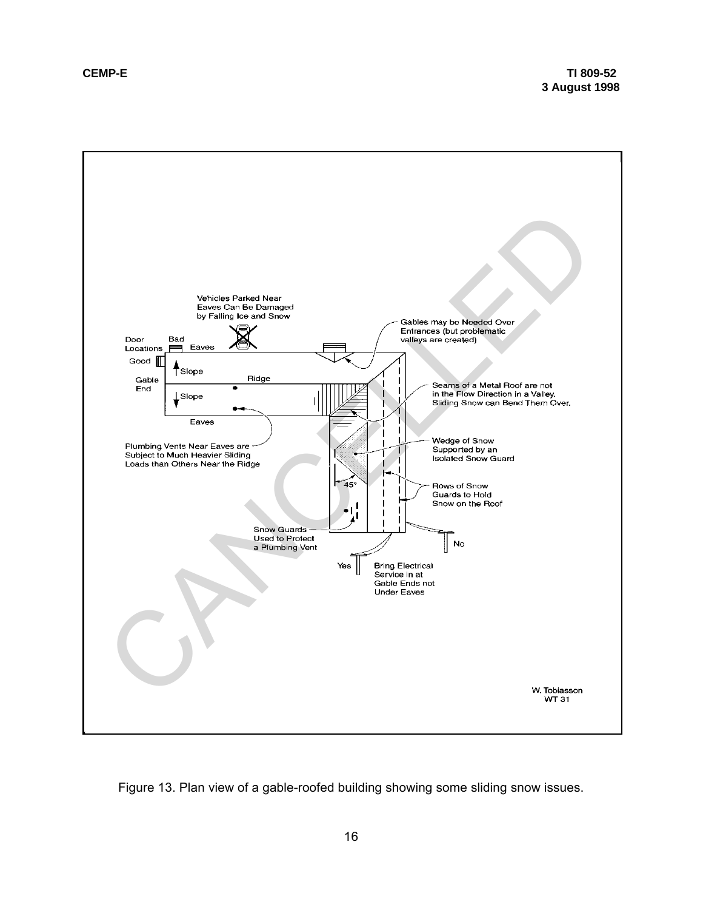Vehicles Parked Near Eaves Can Be Damaged by Falling Ice and Snow

Door Locations

Bad

Eaves

Good

Slope

Gable End

Ridge

Slope

Eaves

Gables may be Needed Over Entrances (but problematic valleys are created)

Seams of a Metal Roof are not in the Flow Direction in a Valley. Sliding Snow can Bend Them Over.

Wedge of Snow Supported by an Isolated Snow Guard

Plumbing Vents Near Eaves are Subject to Much Heavier Sliding Loads than Others Near the Ridge

45°

Rows of Snow Guards to Hold Snow on the Roof

Snow Guards Used to Protect a Plumbing Vent

No

Yes

Bring Electrical Service in at Gable Ends not Under Eaves

W. Tobiasson
WT 31

Figure 13. Plan view of a gable-roofed building showing some sliding snow issues.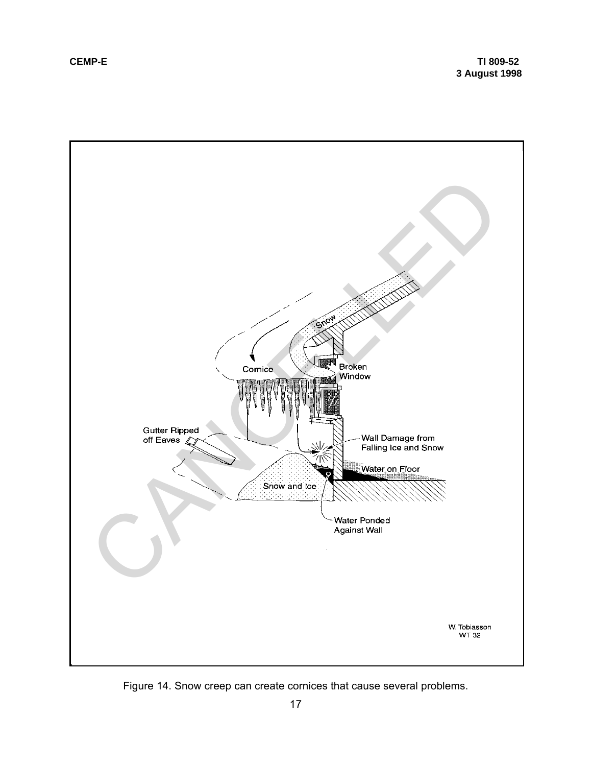Figure 14. Snow creep can create cornices that cause several problems.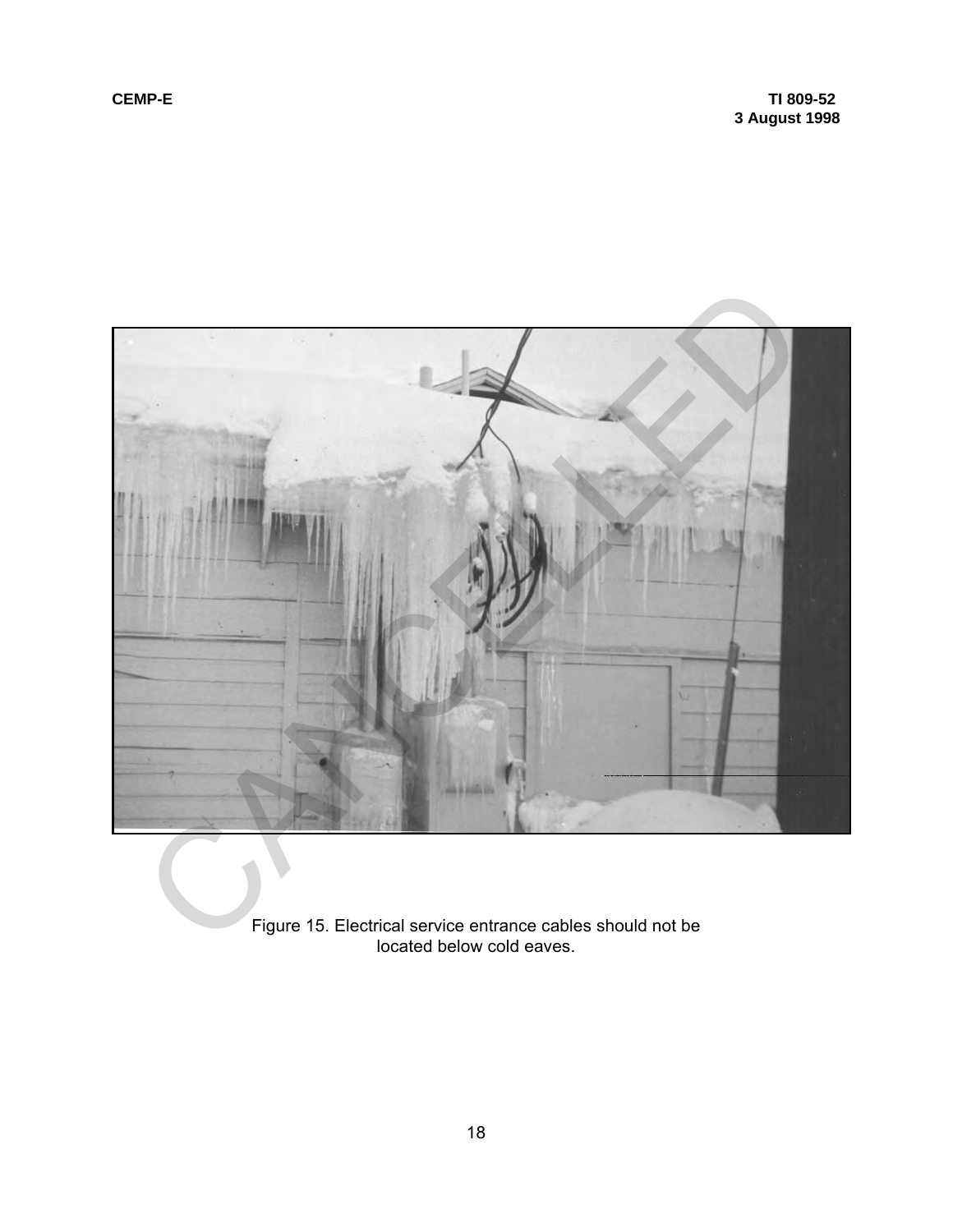Figure 15. Electrical service entrance cables should not be located below cold eaves.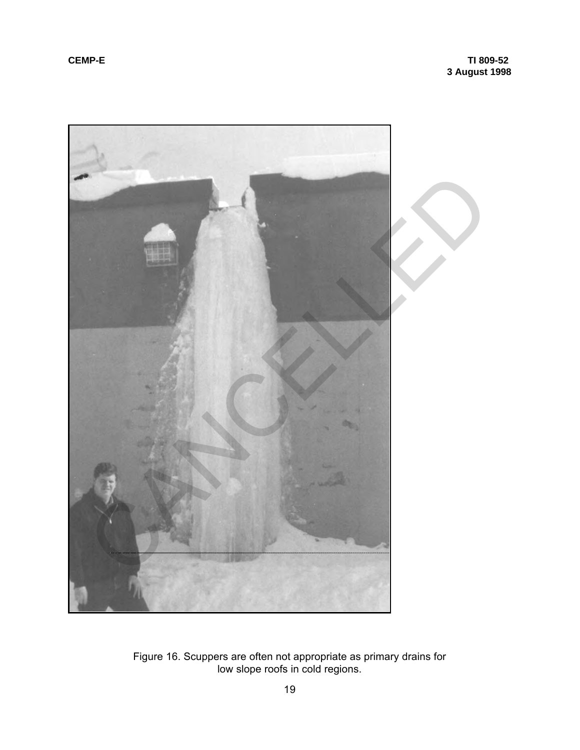Figure 16. Scuppers are often not appropriate as primary drains for low slope roofs in cold regions.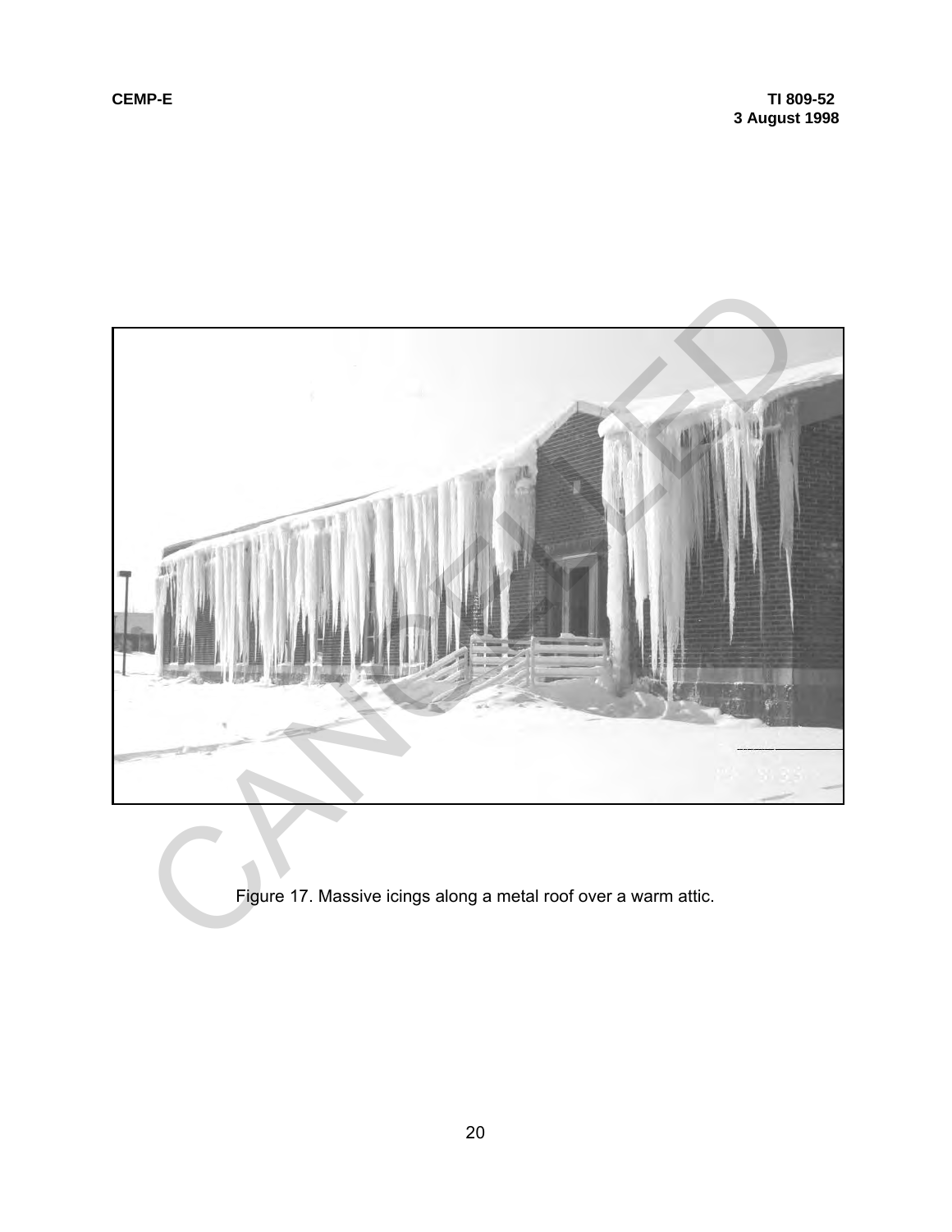Figure 17. Massive icings along a metal roof over a warm attic.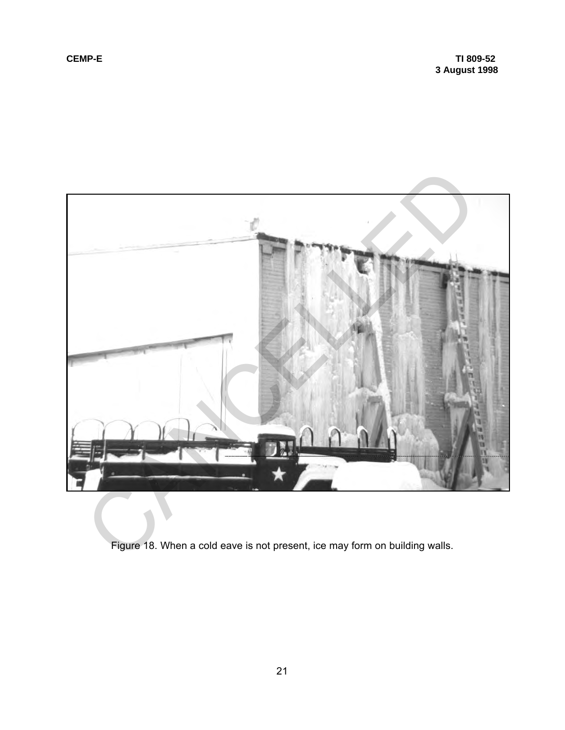Figure 18. When a cold eave is not present, ice may form on building walls.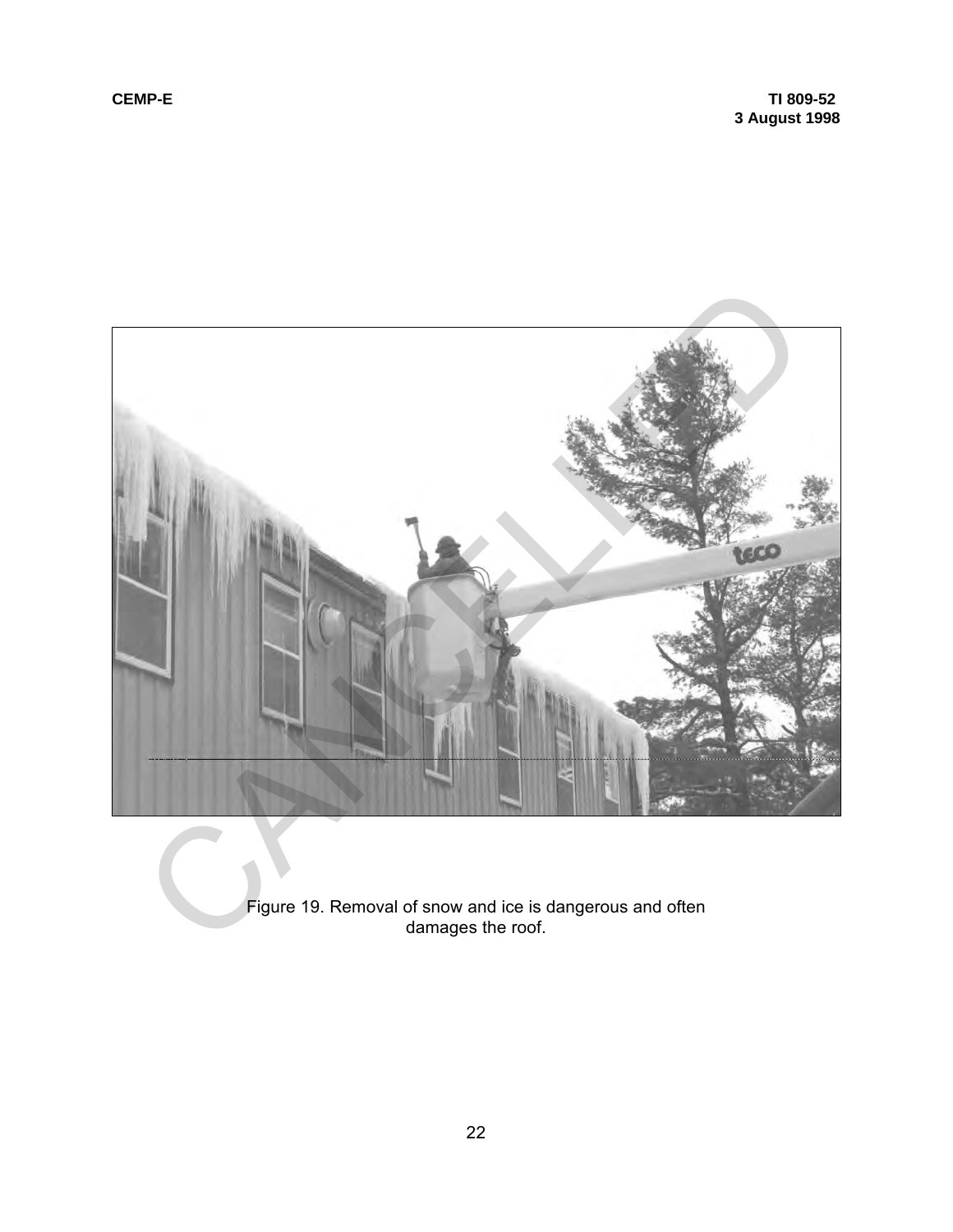Figure 19. Removal of snow and ice is dangerous and often damages the roof.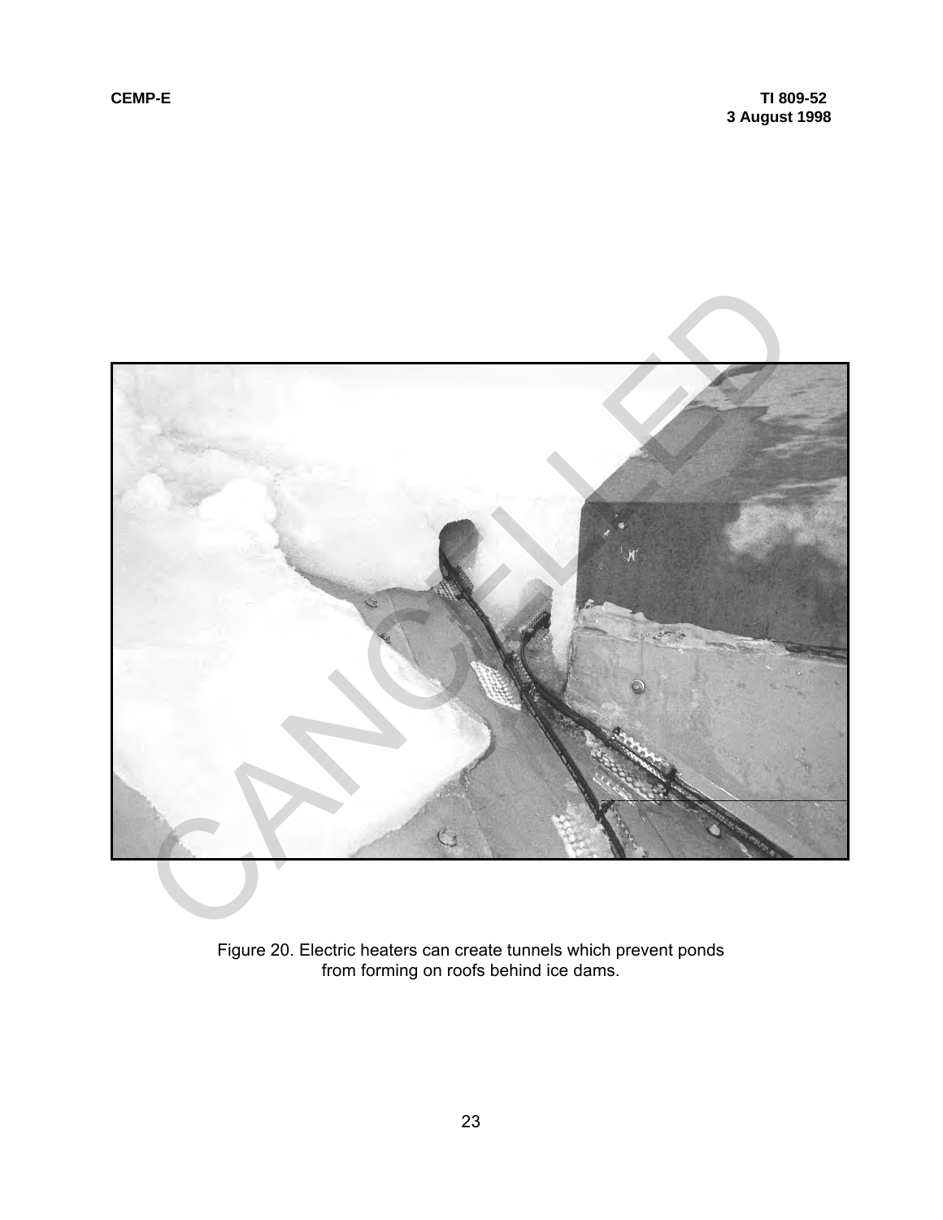Figure 20. Electric heaters can create tunnels which prevent ponds from forming on roofs behind ice dams.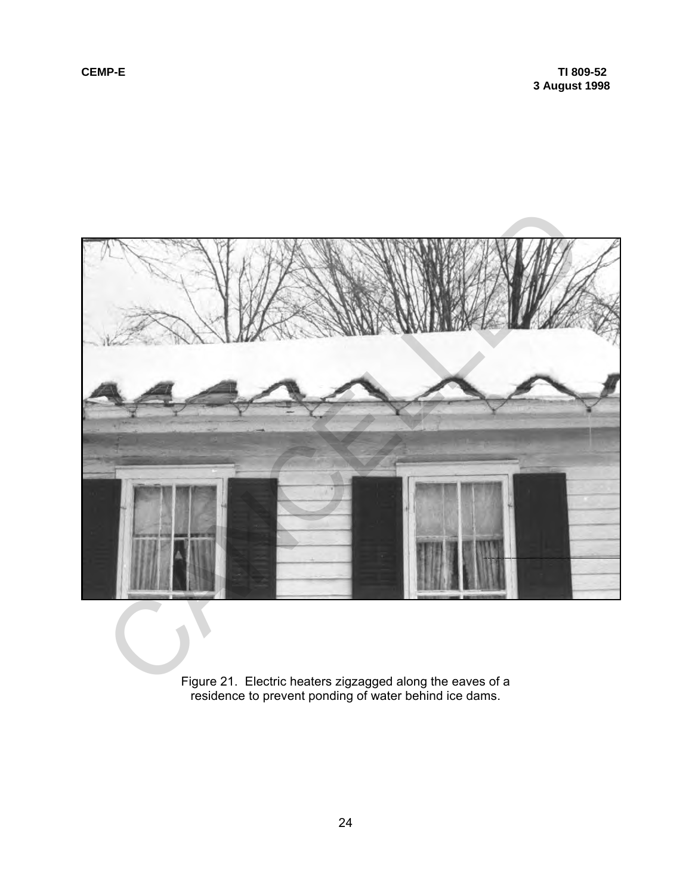Figure 21. Electric heaters zigzagged along the eaves of a residence to prevent ponding of water behind ice dams.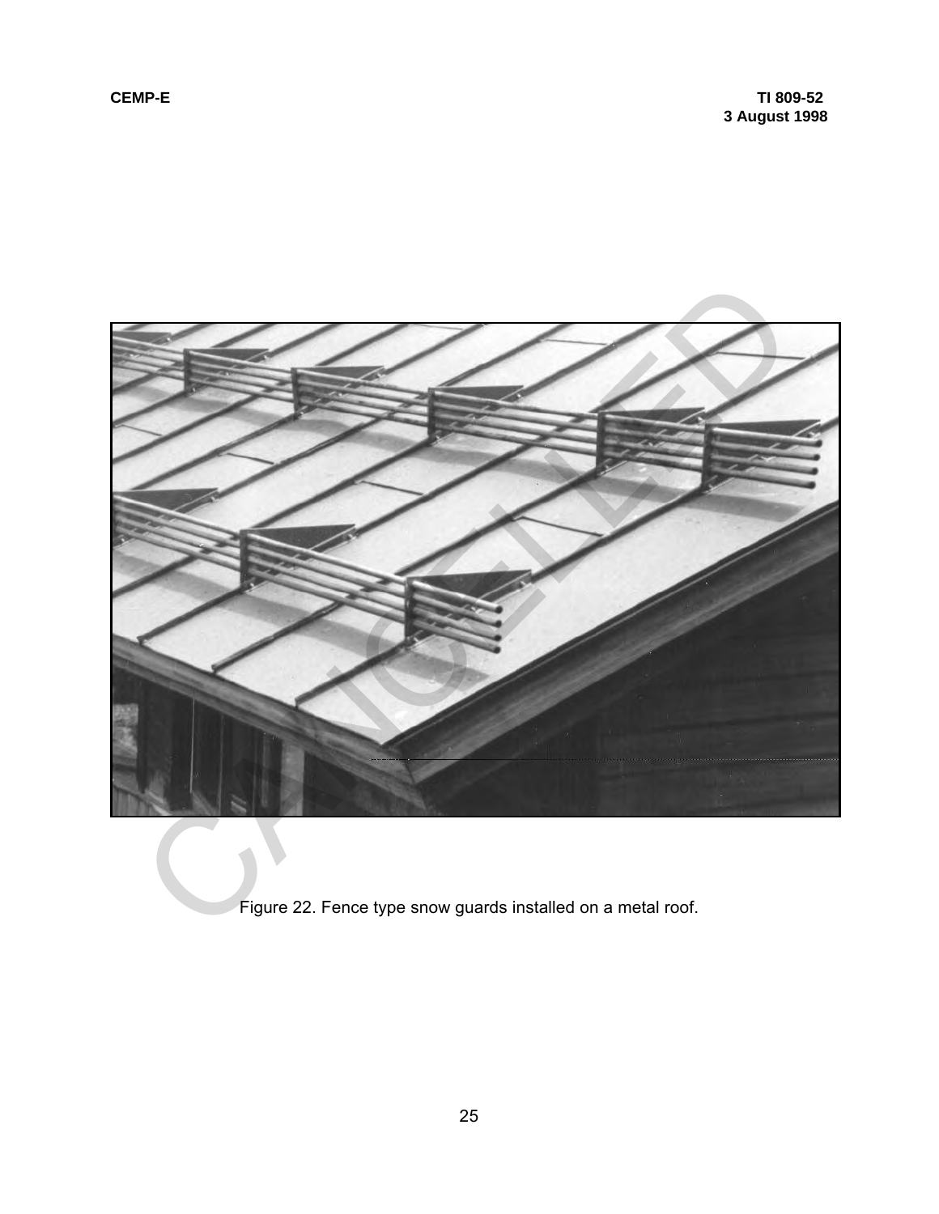Figure 22. Fence type snow guards installed on a metal roof.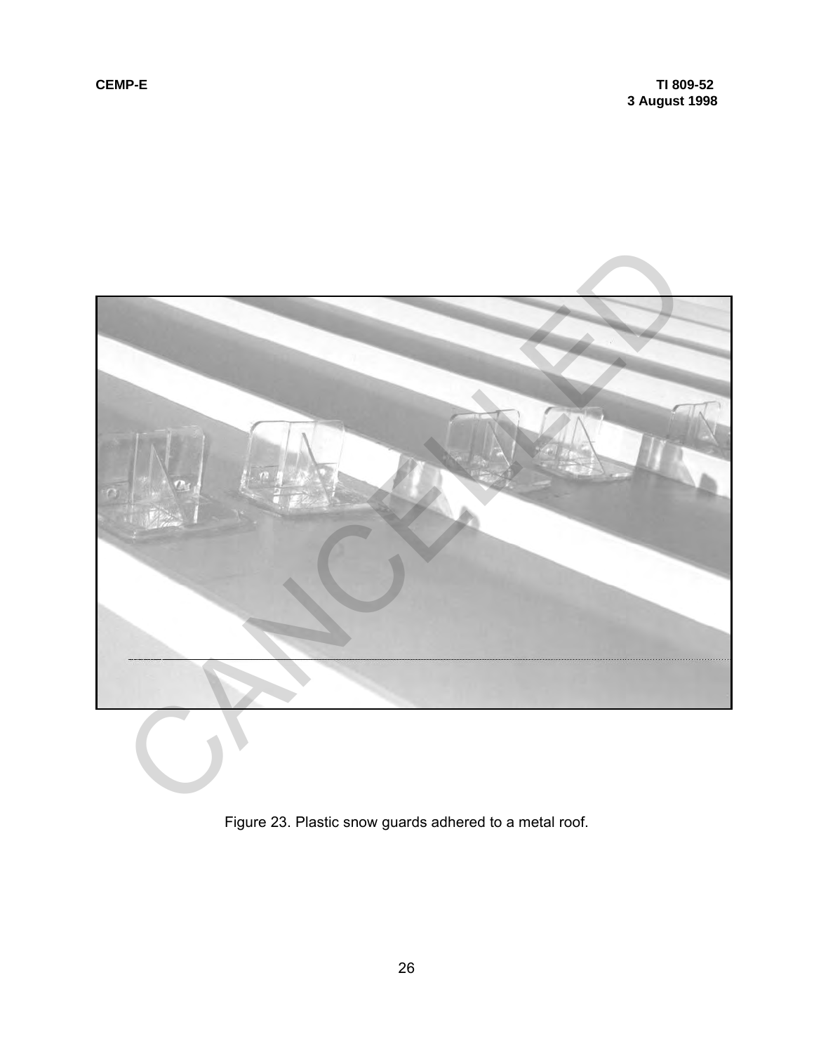Figure 23. Plastic snow guards adhered to a metal roof.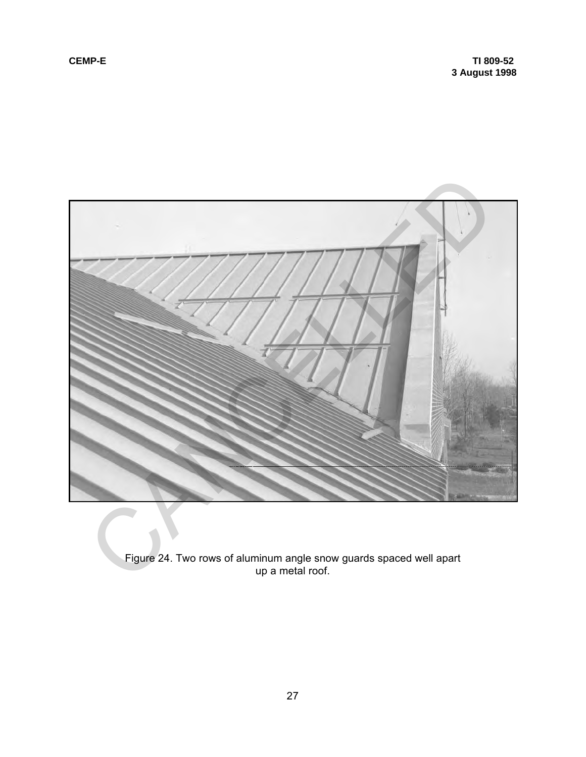Figure 24. Two rows of aluminum angle snow guards spaced well apart up a metal roof.